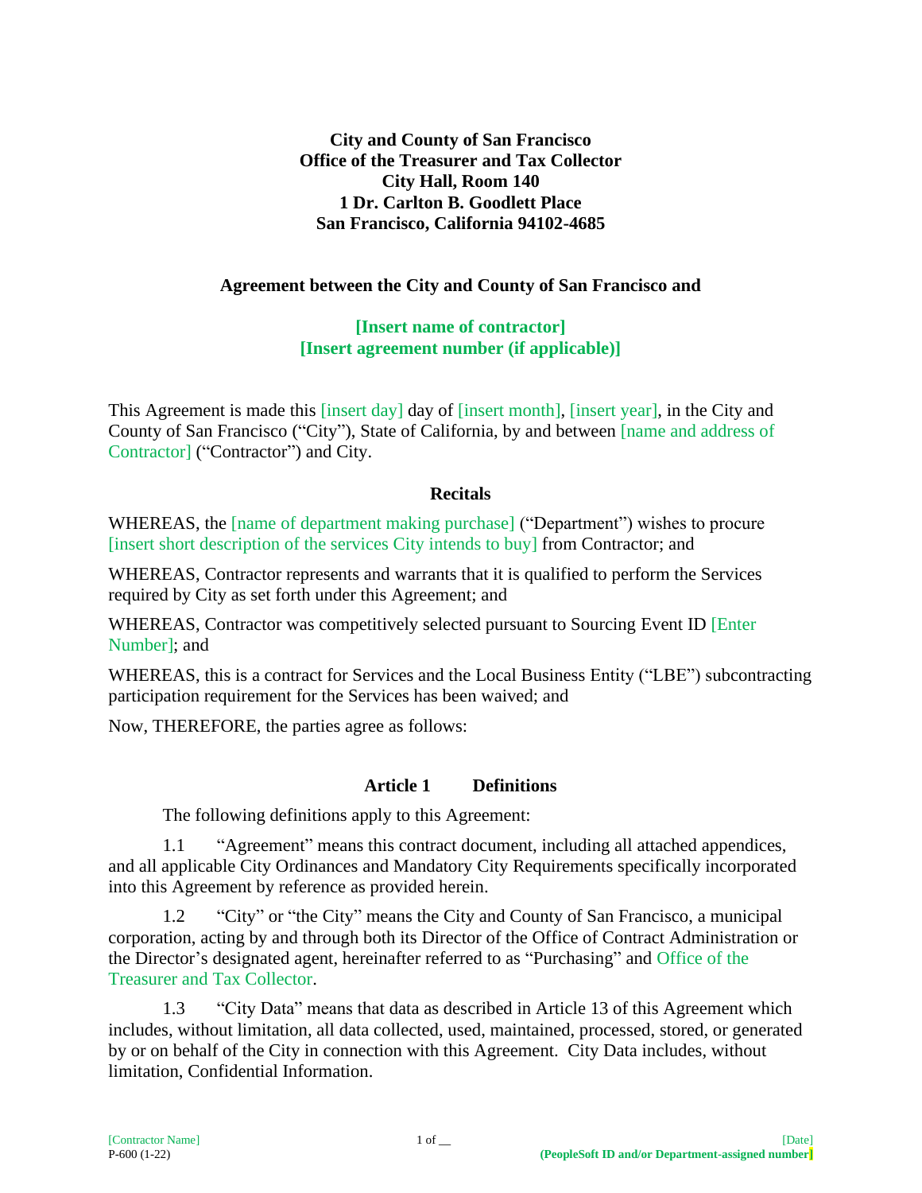**City and County of San Francisco**
**Office of the Treasurer and Tax Collector**
**City Hall, Room 140**
**1 Dr. Carlton B. Goodlett Place**
**San Francisco, California 94102-4685**

**Agreement between the City and County of San Francisco and**

**[Insert name of contractor]**
**[Insert agreement number (if applicable)]**

This Agreement is made this [insert day] day of [insert month], [insert year], in the City and County of San Francisco ("City"), State of California, by and between [name and address of Contractor] ("Contractor") and City.

## Recitals

WHEREAS, the [name of department making purchase] ("Department") wishes to procure [insert short description of the services City intends to buy] from Contractor; and

WHEREAS, Contractor represents and warrants that it is qualified to perform the Services required by City as set forth under this Agreement; and

WHEREAS, Contractor was competitively selected pursuant to Sourcing Event ID [Enter Number]; and

WHEREAS, this is a contract for Services and the Local Business Entity ("LBE") subcontracting participation requirement for the Services has been waived; and

Now, THEREFORE, the parties agree as follows:

## Article 1 Definitions

The following definitions apply to this Agreement:

1.1 "Agreement" means this contract document, including all attached appendices, and all applicable City Ordinances and Mandatory City Requirements specifically incorporated into this Agreement by reference as provided herein.

1.2 "City" or "the City" means the City and County of San Francisco, a municipal corporation, acting by and through both its Director of the Office of Contract Administration or the Director's designated agent, hereinafter referred to as "Purchasing" and Office of the Treasurer and Tax Collector.

1.3 "City Data" means that data as described in Article 13 of this Agreement which includes, without limitation, all data collected, used, maintained, processed, stored, or generated by or on behalf of the City in connection with this Agreement. City Data includes, without limitation, Confidential Information.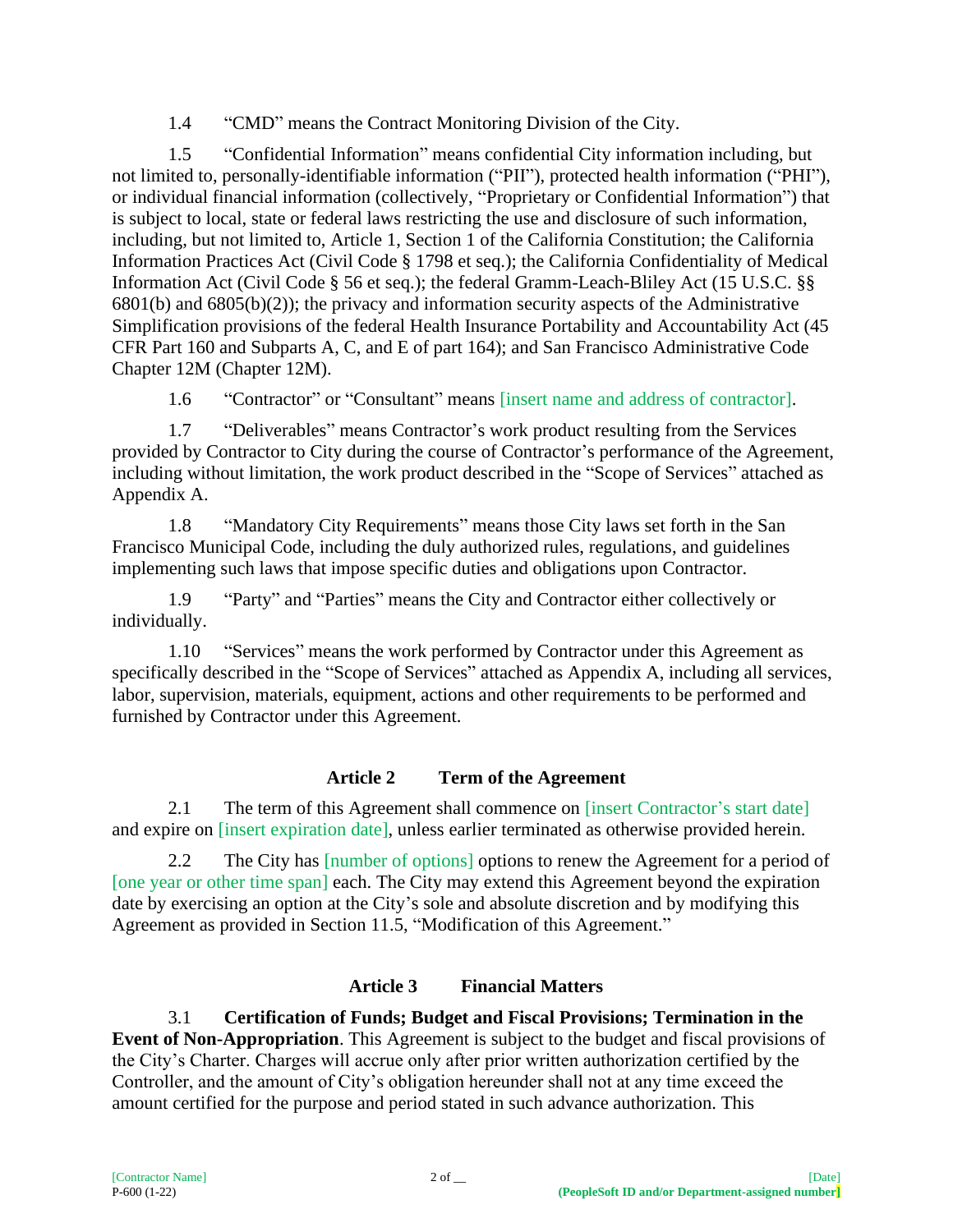1.4 “CMD” means the Contract Monitoring Division of the City.

1.5 “Confidential Information” means confidential City information including, but not limited to, personally-identifiable information (“PII”), protected health information (“PHI”), or individual financial information (collectively, “Proprietary or Confidential Information”) that is subject to local, state or federal laws restricting the use and disclosure of such information, including, but not limited to, Article 1, Section 1 of the California Constitution; the California Information Practices Act (Civil Code § 1798 et seq.); the California Confidentiality of Medical Information Act (Civil Code § 56 et seq.); the federal Gramm-Leach-Bliley Act (15 U.S.C. §§ 6801(b) and 6805(b)(2)); the privacy and information security aspects of the Administrative Simplification provisions of the federal Health Insurance Portability and Accountability Act (45 CFR Part 160 and Subparts A, C, and E of part 164); and San Francisco Administrative Code Chapter 12M (Chapter 12M).

1.6 “Contractor” or “Consultant” means [insert name and address of contractor].

1.7 “Deliverables” means Contractor’s work product resulting from the Services provided by Contractor to City during the course of Contractor’s performance of the Agreement, including without limitation, the work product described in the “Scope of Services” attached as Appendix A.

1.8 “Mandatory City Requirements” means those City laws set forth in the San Francisco Municipal Code, including the duly authorized rules, regulations, and guidelines implementing such laws that impose specific duties and obligations upon Contractor.

1.9 “Party” and “Parties” means the City and Contractor either collectively or individually.

1.10 “Services” means the work performed by Contractor under this Agreement as specifically described in the “Scope of Services” attached as Appendix A, including all services, labor, supervision, materials, equipment, actions and other requirements to be performed and furnished by Contractor under this Agreement.

## Article 2 Term of the Agreement

2.1 The term of this Agreement shall commence on [insert Contractor’s start date] and expire on [insert expiration date], unless earlier terminated as otherwise provided herein.

2.2 The City has [number of options] options to renew the Agreement for a period of [one year or other time span] each. The City may extend this Agreement beyond the expiration date by exercising an option at the City’s sole and absolute discretion and by modifying this Agreement as provided in Section 11.5, “Modification of this Agreement.”

## Article 3 Financial Matters

3.1 **Certification of Funds; Budget and Fiscal Provisions; Termination in the Event of Non-Appropriation**. This Agreement is subject to the budget and fiscal provisions of the City’s Charter. Charges will accrue only after prior written authorization certified by the Controller, and the amount of City’s obligation hereunder shall not at any time exceed the amount certified for the purpose and period stated in such advance authorization. This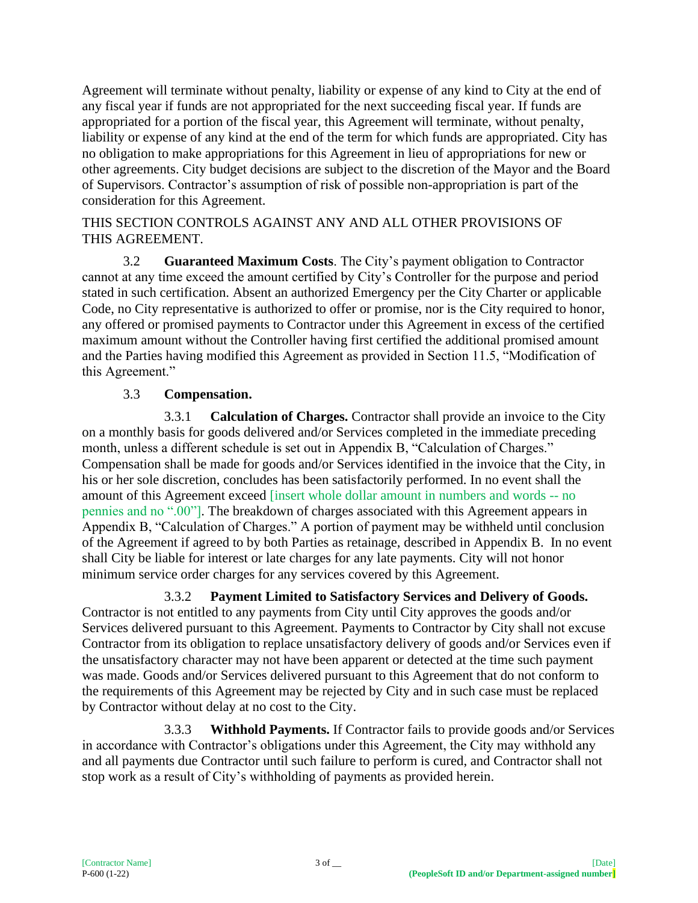Agreement will terminate without penalty, liability or expense of any kind to City at the end of any fiscal year if funds are not appropriated for the next succeeding fiscal year. If funds are appropriated for a portion of the fiscal year, this Agreement will terminate, without penalty, liability or expense of any kind at the end of the term for which funds are appropriated. City has no obligation to make appropriations for this Agreement in lieu of appropriations for new or other agreements. City budget decisions are subject to the discretion of the Mayor and the Board of Supervisors. Contractor's assumption of risk of possible non-appropriation is part of the consideration for this Agreement.

THIS SECTION CONTROLS AGAINST ANY AND ALL OTHER PROVISIONS OF THIS AGREEMENT.

3.2 **Guaranteed Maximum Costs**. The City's payment obligation to Contractor cannot at any time exceed the amount certified by City's Controller for the purpose and period stated in such certification. Absent an authorized Emergency per the City Charter or applicable Code, no City representative is authorized to offer or promise, nor is the City required to honor, any offered or promised payments to Contractor under this Agreement in excess of the certified maximum amount without the Controller having first certified the additional promised amount and the Parties having modified this Agreement as provided in Section 11.5, "Modification of this Agreement."

3.3 **Compensation.**

3.3.1 **Calculation of Charges.** Contractor shall provide an invoice to the City on a monthly basis for goods delivered and/or Services completed in the immediate preceding month, unless a different schedule is set out in Appendix B, "Calculation of Charges." Compensation shall be made for goods and/or Services identified in the invoice that the City, in his or her sole discretion, concludes has been satisfactorily performed. In no event shall the amount of this Agreement exceed [insert whole dollar amount in numbers and words -- no pennies and no ".00"]. The breakdown of charges associated with this Agreement appears in Appendix B, "Calculation of Charges." A portion of payment may be withheld until conclusion of the Agreement if agreed to by both Parties as retainage, described in Appendix B. In no event shall City be liable for interest or late charges for any late payments. City will not honor minimum service order charges for any services covered by this Agreement.

3.3.2 **Payment Limited to Satisfactory Services and Delivery of Goods.** Contractor is not entitled to any payments from City until City approves the goods and/or Services delivered pursuant to this Agreement. Payments to Contractor by City shall not excuse Contractor from its obligation to replace unsatisfactory delivery of goods and/or Services even if the unsatisfactory character may not have been apparent or detected at the time such payment was made. Goods and/or Services delivered pursuant to this Agreement that do not conform to the requirements of this Agreement may be rejected by City and in such case must be replaced by Contractor without delay at no cost to the City.

3.3.3 **Withhold Payments.** If Contractor fails to provide goods and/or Services in accordance with Contractor's obligations under this Agreement, the City may withhold any and all payments due Contractor until such failure to perform is cured, and Contractor shall not stop work as a result of City's withholding of payments as provided herein.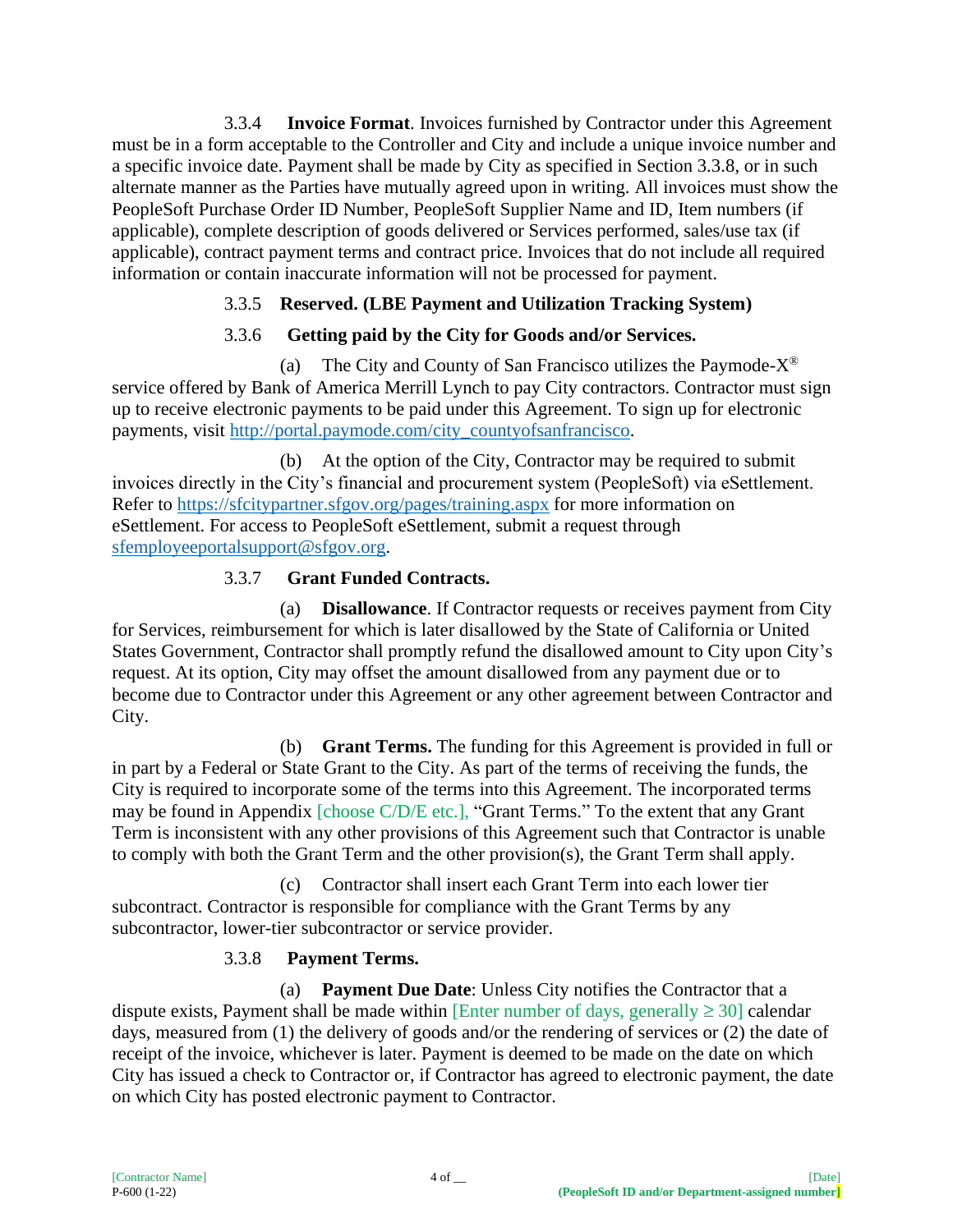3.3.4 **Invoice Format**. Invoices furnished by Contractor under this Agreement must be in a form acceptable to the Controller and City and include a unique invoice number and a specific invoice date. Payment shall be made by City as specified in Section 3.3.8, or in such alternate manner as the Parties have mutually agreed upon in writing. All invoices must show the PeopleSoft Purchase Order ID Number, PeopleSoft Supplier Name and ID, Item numbers (if applicable), complete description of goods delivered or Services performed, sales/use tax (if applicable), contract payment terms and contract price. Invoices that do not include all required information or contain inaccurate information will not be processed for payment.

3.3.5 **Reserved. (LBE Payment and Utilization Tracking System)**

3.3.6 **Getting paid by the City for Goods and/or Services.**

(a) The City and County of San Francisco utilizes the Paymode-X® service offered by Bank of America Merrill Lynch to pay City contractors. Contractor must sign up to receive electronic payments to be paid under this Agreement. To sign up for electronic payments, visit http://portal.paymode.com/city_countyofsanfrancisco.

(b) At the option of the City, Contractor may be required to submit invoices directly in the City's financial and procurement system (PeopleSoft) via eSettlement. Refer to https://sfcitypartner.sfgov.org/pages/training.aspx for more information on eSettlement. For access to PeopleSoft eSettlement, submit a request through sfemployeeportalsupport@sfgov.org.

3.3.7 **Grant Funded Contracts.**

(a) **Disallowance**. If Contractor requests or receives payment from City for Services, reimbursement for which is later disallowed by the State of California or United States Government, Contractor shall promptly refund the disallowed amount to City upon City's request. At its option, City may offset the amount disallowed from any payment due or to become due to Contractor under this Agreement or any other agreement between Contractor and City.

(b) **Grant Terms.** The funding for this Agreement is provided in full or in part by a Federal or State Grant to the City. As part of the terms of receiving the funds, the City is required to incorporate some of the terms into this Agreement. The incorporated terms may be found in Appendix [choose C/D/E etc.], "Grant Terms." To the extent that any Grant Term is inconsistent with any other provisions of this Agreement such that Contractor is unable to comply with both the Grant Term and the other provision(s), the Grant Term shall apply.

(c) Contractor shall insert each Grant Term into each lower tier subcontract. Contractor is responsible for compliance with the Grant Terms by any subcontractor, lower-tier subcontractor or service provider.

3.3.8 **Payment Terms.**

(a) **Payment Due Date**: Unless City notifies the Contractor that a dispute exists, Payment shall be made within [Enter number of days, generally ≥ 30] calendar days, measured from (1) the delivery of goods and/or the rendering of services or (2) the date of receipt of the invoice, whichever is later. Payment is deemed to be made on the date on which City has issued a check to Contractor or, if Contractor has agreed to electronic payment, the date on which City has posted electronic payment to Contractor.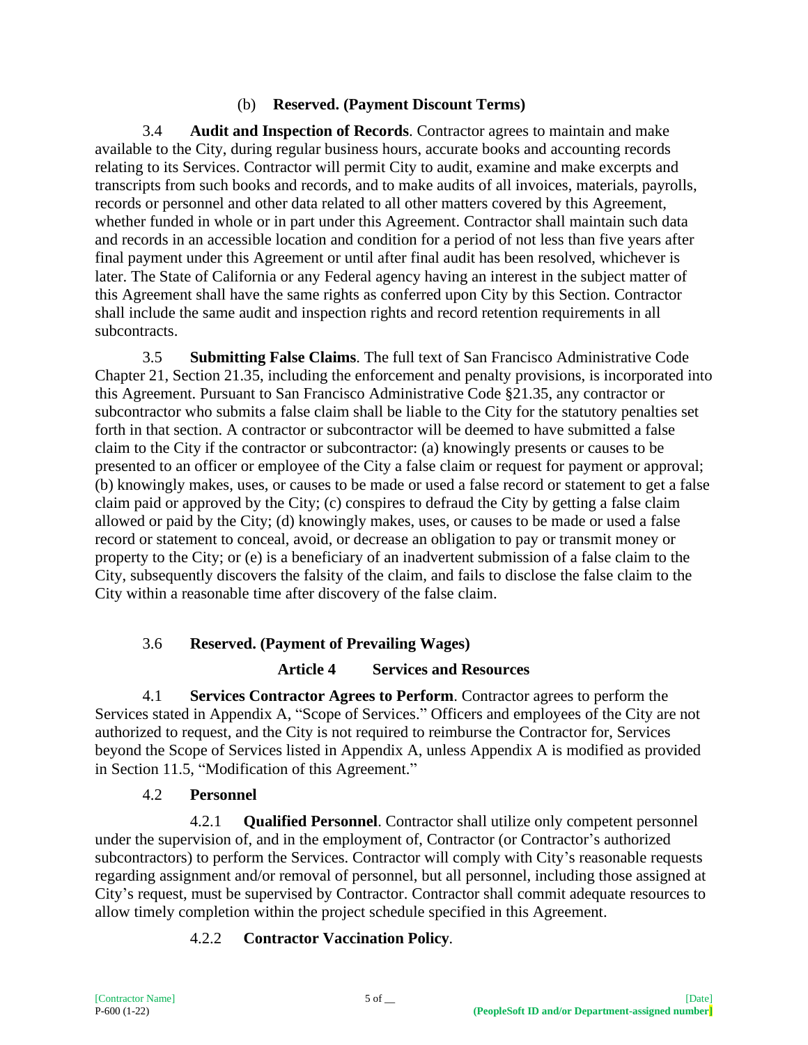(b) **Reserved. (Payment Discount Terms)**

3.4 **Audit and Inspection of Records**. Contractor agrees to maintain and make available to the City, during regular business hours, accurate books and accounting records relating to its Services. Contractor will permit City to audit, examine and make excerpts and transcripts from such books and records, and to make audits of all invoices, materials, payrolls, records or personnel and other data related to all other matters covered by this Agreement, whether funded in whole or in part under this Agreement. Contractor shall maintain such data and records in an accessible location and condition for a period of not less than five years after final payment under this Agreement or until after final audit has been resolved, whichever is later. The State of California or any Federal agency having an interest in the subject matter of this Agreement shall have the same rights as conferred upon City by this Section. Contractor shall include the same audit and inspection rights and record retention requirements in all subcontracts.

3.5 **Submitting False Claims**. The full text of San Francisco Administrative Code Chapter 21, Section 21.35, including the enforcement and penalty provisions, is incorporated into this Agreement. Pursuant to San Francisco Administrative Code §21.35, any contractor or subcontractor who submits a false claim shall be liable to the City for the statutory penalties set forth in that section. A contractor or subcontractor will be deemed to have submitted a false claim to the City if the contractor or subcontractor: (a) knowingly presents or causes to be presented to an officer or employee of the City a false claim or request for payment or approval; (b) knowingly makes, uses, or causes to be made or used a false record or statement to get a false claim paid or approved by the City; (c) conspires to defraud the City by getting a false claim allowed or paid by the City; (d) knowingly makes, uses, or causes to be made or used a false record or statement to conceal, avoid, or decrease an obligation to pay or transmit money or property to the City; or (e) is a beneficiary of an inadvertent submission of a false claim to the City, subsequently discovers the falsity of the claim, and fails to disclose the false claim to the City within a reasonable time after discovery of the false claim.

3.6 **Reserved. (Payment of Prevailing Wages)**

## Article 4 Services and Resources

4.1 **Services Contractor Agrees to Perform**. Contractor agrees to perform the Services stated in Appendix A, "Scope of Services." Officers and employees of the City are not authorized to request, and the City is not required to reimburse the Contractor for, Services beyond the Scope of Services listed in Appendix A, unless Appendix A is modified as provided in Section 11.5, "Modification of this Agreement."

4.2 **Personnel**

4.2.1 **Qualified Personnel**. Contractor shall utilize only competent personnel under the supervision of, and in the employment of, Contractor (or Contractor's authorized subcontractors) to perform the Services. Contractor will comply with City's reasonable requests regarding assignment and/or removal of personnel, but all personnel, including those assigned at City's request, must be supervised by Contractor. Contractor shall commit adequate resources to allow timely completion within the project schedule specified in this Agreement.

4.2.2 **Contractor Vaccination Policy**.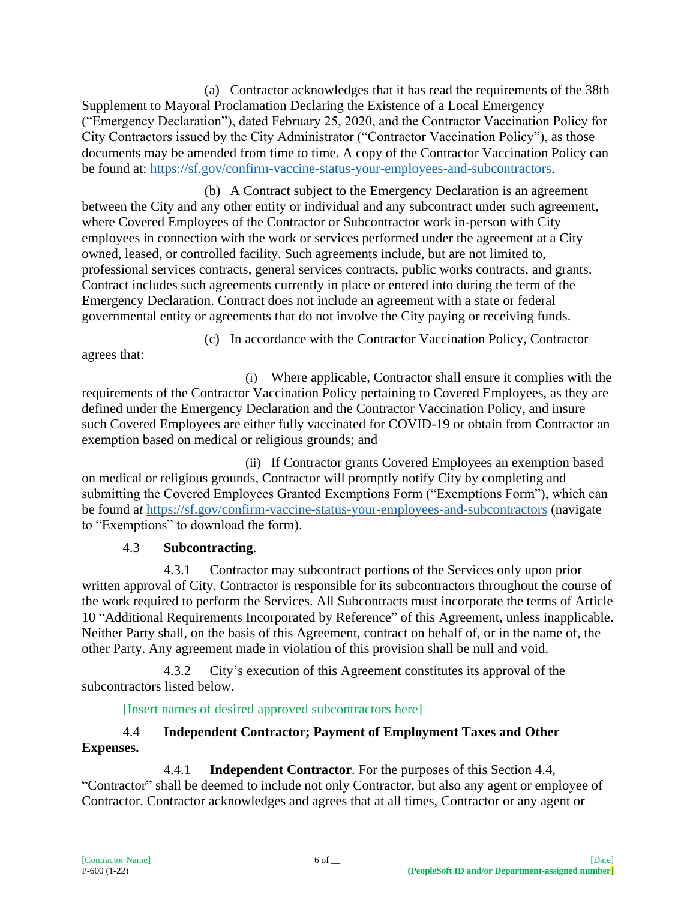(a) Contractor acknowledges that it has read the requirements of the 38th Supplement to Mayoral Proclamation Declaring the Existence of a Local Emergency ("Emergency Declaration"), dated February 25, 2020, and the Contractor Vaccination Policy for City Contractors issued by the City Administrator ("Contractor Vaccination Policy"), as those documents may be amended from time to time. A copy of the Contractor Vaccination Policy can be found at: https://sf.gov/confirm-vaccine-status-your-employees-and-subcontractors.

(b) A Contract subject to the Emergency Declaration is an agreement between the City and any other entity or individual and any subcontract under such agreement, where Covered Employees of the Contractor or Subcontractor work in-person with City employees in connection with the work or services performed under the agreement at a City owned, leased, or controlled facility. Such agreements include, but are not limited to, professional services contracts, general services contracts, public works contracts, and grants. Contract includes such agreements currently in place or entered into during the term of the Emergency Declaration. Contract does not include an agreement with a state or federal governmental entity or agreements that do not involve the City paying or receiving funds.

(c) In accordance with the Contractor Vaccination Policy, Contractor agrees that:

(i) Where applicable, Contractor shall ensure it complies with the requirements of the Contractor Vaccination Policy pertaining to Covered Employees, as they are defined under the Emergency Declaration and the Contractor Vaccination Policy, and insure such Covered Employees are either fully vaccinated for COVID-19 or obtain from Contractor an exemption based on medical or religious grounds; and

(ii) If Contractor grants Covered Employees an exemption based on medical or religious grounds, Contractor will promptly notify City by completing and submitting the Covered Employees Granted Exemptions Form ("Exemptions Form"), which can be found at https://sf.gov/confirm-vaccine-status-your-employees-and-subcontractors (navigate to "Exemptions" to download the form).

4.3 **Subcontracting**.

4.3.1 Contractor may subcontract portions of the Services only upon prior written approval of City. Contractor is responsible for its subcontractors throughout the course of the work required to perform the Services. All Subcontracts must incorporate the terms of Article 10 "Additional Requirements Incorporated by Reference" of this Agreement, unless inapplicable. Neither Party shall, on the basis of this Agreement, contract on behalf of, or in the name of, the other Party. Any agreement made in violation of this provision shall be null and void.

4.3.2 City's execution of this Agreement constitutes its approval of the subcontractors listed below.

[Insert names of desired approved subcontractors here]

4.4 **Independent Contractor; Payment of Employment Taxes and Other Expenses.**

4.4.1 **Independent Contractor**. For the purposes of this Section 4.4, "Contractor" shall be deemed to include not only Contractor, but also any agent or employee of Contractor. Contractor acknowledges and agrees that at all times, Contractor or any agent or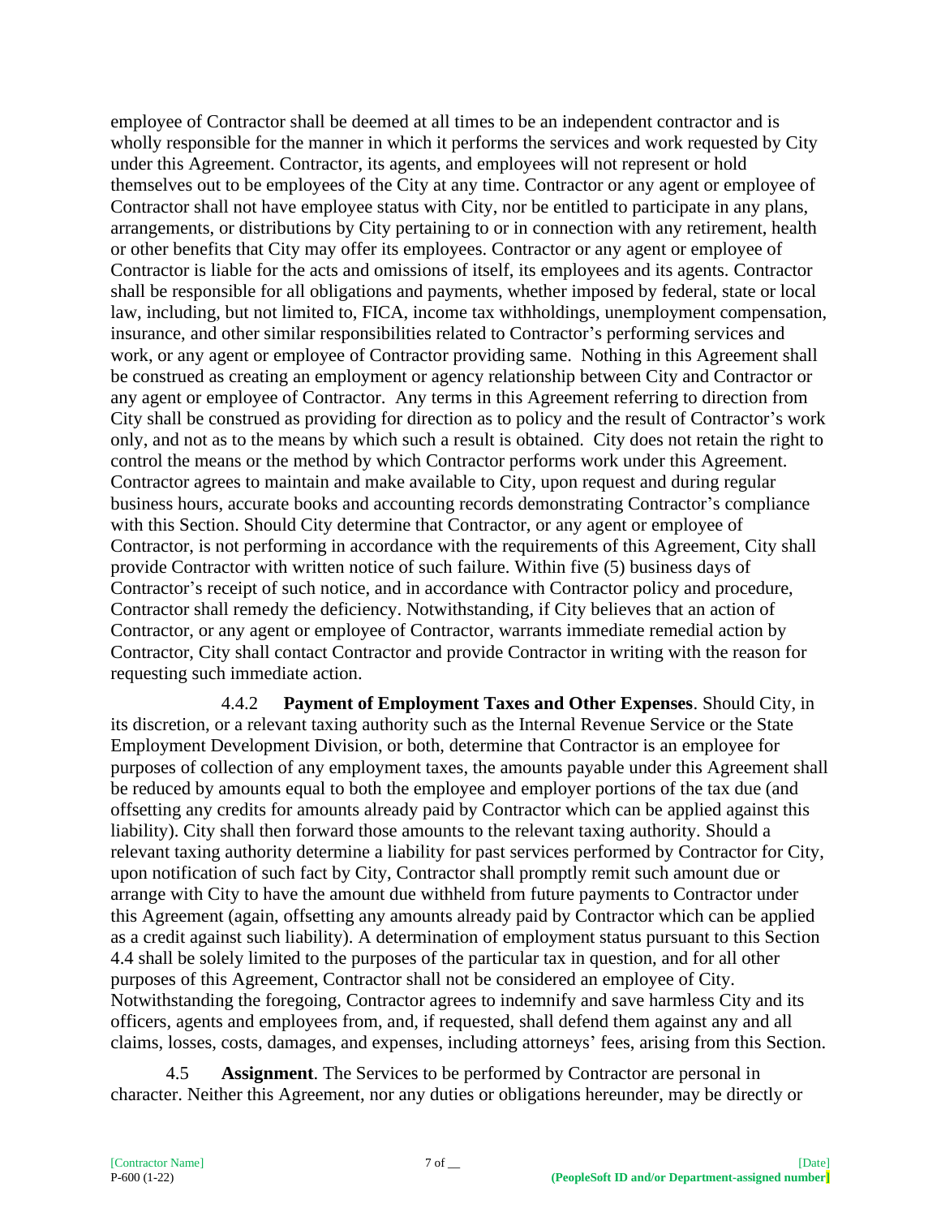employee of Contractor shall be deemed at all times to be an independent contractor and is wholly responsible for the manner in which it performs the services and work requested by City under this Agreement. Contractor, its agents, and employees will not represent or hold themselves out to be employees of the City at any time. Contractor or any agent or employee of Contractor shall not have employee status with City, nor be entitled to participate in any plans, arrangements, or distributions by City pertaining to or in connection with any retirement, health or other benefits that City may offer its employees. Contractor or any agent or employee of Contractor is liable for the acts and omissions of itself, its employees and its agents. Contractor shall be responsible for all obligations and payments, whether imposed by federal, state or local law, including, but not limited to, FICA, income tax withholdings, unemployment compensation, insurance, and other similar responsibilities related to Contractor's performing services and work, or any agent or employee of Contractor providing same. Nothing in this Agreement shall be construed as creating an employment or agency relationship between City and Contractor or any agent or employee of Contractor. Any terms in this Agreement referring to direction from City shall be construed as providing for direction as to policy and the result of Contractor's work only, and not as to the means by which such a result is obtained. City does not retain the right to control the means or the method by which Contractor performs work under this Agreement. Contractor agrees to maintain and make available to City, upon request and during regular business hours, accurate books and accounting records demonstrating Contractor's compliance with this Section. Should City determine that Contractor, or any agent or employee of Contractor, is not performing in accordance with the requirements of this Agreement, City shall provide Contractor with written notice of such failure. Within five (5) business days of Contractor's receipt of such notice, and in accordance with Contractor policy and procedure, Contractor shall remedy the deficiency. Notwithstanding, if City believes that an action of Contractor, or any agent or employee of Contractor, warrants immediate remedial action by Contractor, City shall contact Contractor and provide Contractor in writing with the reason for requesting such immediate action.

4.4.2 **Payment of Employment Taxes and Other Expenses**. Should City, in its discretion, or a relevant taxing authority such as the Internal Revenue Service or the State Employment Development Division, or both, determine that Contractor is an employee for purposes of collection of any employment taxes, the amounts payable under this Agreement shall be reduced by amounts equal to both the employee and employer portions of the tax due (and offsetting any credits for amounts already paid by Contractor which can be applied against this liability). City shall then forward those amounts to the relevant taxing authority. Should a relevant taxing authority determine a liability for past services performed by Contractor for City, upon notification of such fact by City, Contractor shall promptly remit such amount due or arrange with City to have the amount due withheld from future payments to Contractor under this Agreement (again, offsetting any amounts already paid by Contractor which can be applied as a credit against such liability). A determination of employment status pursuant to this Section 4.4 shall be solely limited to the purposes of the particular tax in question, and for all other purposes of this Agreement, Contractor shall not be considered an employee of City. Notwithstanding the foregoing, Contractor agrees to indemnify and save harmless City and its officers, agents and employees from, and, if requested, shall defend them against any and all claims, losses, costs, damages, and expenses, including attorneys' fees, arising from this Section.

4.5 **Assignment**. The Services to be performed by Contractor are personal in character. Neither this Agreement, nor any duties or obligations hereunder, may be directly or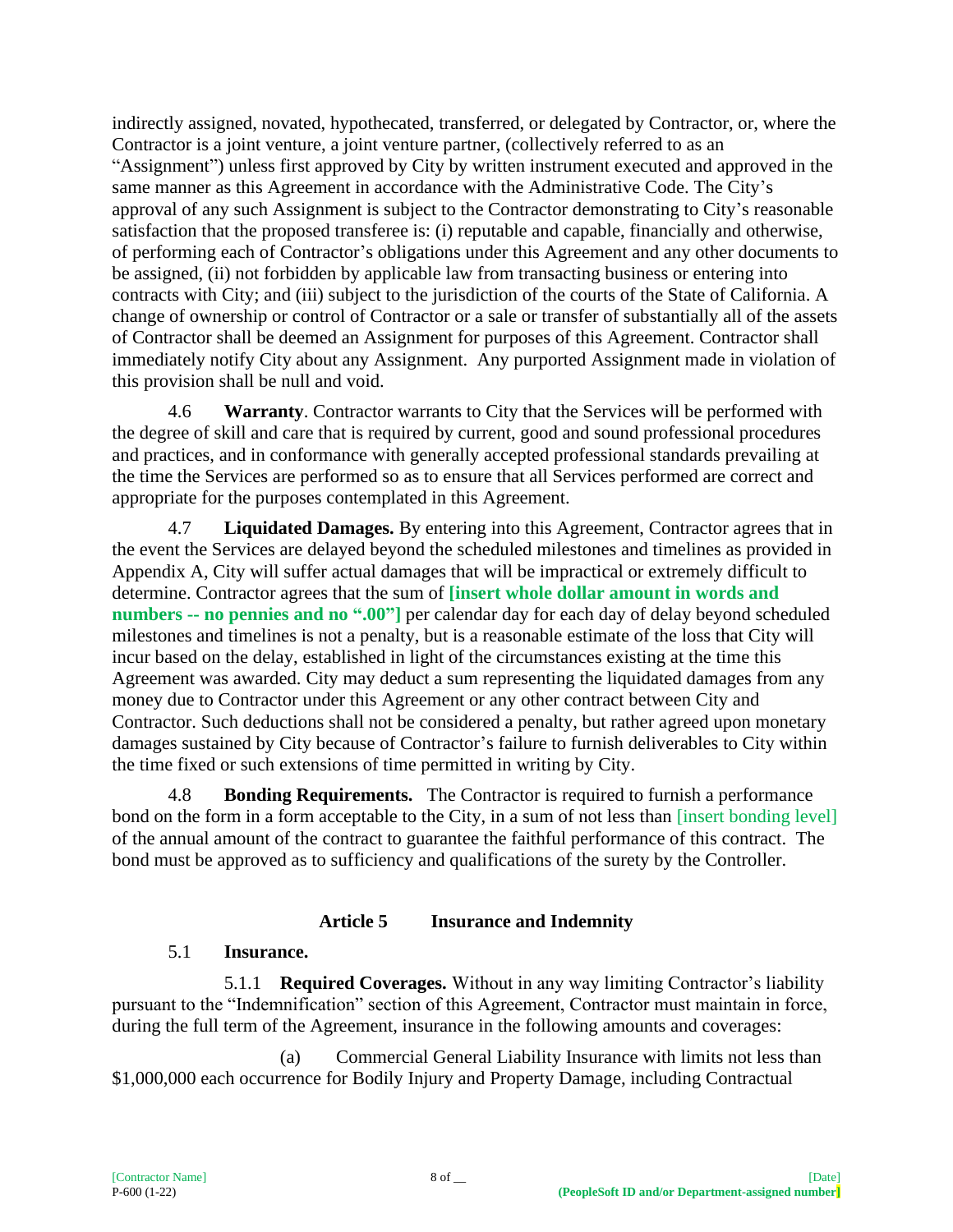indirectly assigned, novated, hypothecated, transferred, or delegated by Contractor, or, where the Contractor is a joint venture, a joint venture partner, (collectively referred to as an "Assignment") unless first approved by City by written instrument executed and approved in the same manner as this Agreement in accordance with the Administrative Code. The City's approval of any such Assignment is subject to the Contractor demonstrating to City's reasonable satisfaction that the proposed transferee is: (i) reputable and capable, financially and otherwise, of performing each of Contractor's obligations under this Agreement and any other documents to be assigned, (ii) not forbidden by applicable law from transacting business or entering into contracts with City; and (iii) subject to the jurisdiction of the courts of the State of California. A change of ownership or control of Contractor or a sale or transfer of substantially all of the assets of Contractor shall be deemed an Assignment for purposes of this Agreement. Contractor shall immediately notify City about any Assignment. Any purported Assignment made in violation of this provision shall be null and void.

4.6 **Warranty**. Contractor warrants to City that the Services will be performed with the degree of skill and care that is required by current, good and sound professional procedures and practices, and in conformance with generally accepted professional standards prevailing at the time the Services are performed so as to ensure that all Services performed are correct and appropriate for the purposes contemplated in this Agreement.

4.7 **Liquidated Damages.** By entering into this Agreement, Contractor agrees that in the event the Services are delayed beyond the scheduled milestones and timelines as provided in Appendix A, City will suffer actual damages that will be impractical or extremely difficult to determine. Contractor agrees that the sum of **[insert whole dollar amount in words and numbers -- no pennies and no ".00"]** per calendar day for each day of delay beyond scheduled milestones and timelines is not a penalty, but is a reasonable estimate of the loss that City will incur based on the delay, established in light of the circumstances existing at the time this Agreement was awarded. City may deduct a sum representing the liquidated damages from any money due to Contractor under this Agreement or any other contract between City and Contractor. Such deductions shall not be considered a penalty, but rather agreed upon monetary damages sustained by City because of Contractor's failure to furnish deliverables to City within the time fixed or such extensions of time permitted in writing by City.

4.8 **Bonding Requirements.** The Contractor is required to furnish a performance bond on the form in a form acceptable to the City, in a sum of not less than [insert bonding level] of the annual amount of the contract to guarantee the faithful performance of this contract. The bond must be approved as to sufficiency and qualifications of the surety by the Controller.

## Article 5 Insurance and Indemnity

5.1 **Insurance.**

5.1.1 **Required Coverages.** Without in any way limiting Contractor's liability pursuant to the "Indemnification" section of this Agreement, Contractor must maintain in force, during the full term of the Agreement, insurance in the following amounts and coverages:

(a) Commercial General Liability Insurance with limits not less than $1,000,000 each occurrence for Bodily Injury and Property Damage, including Contractual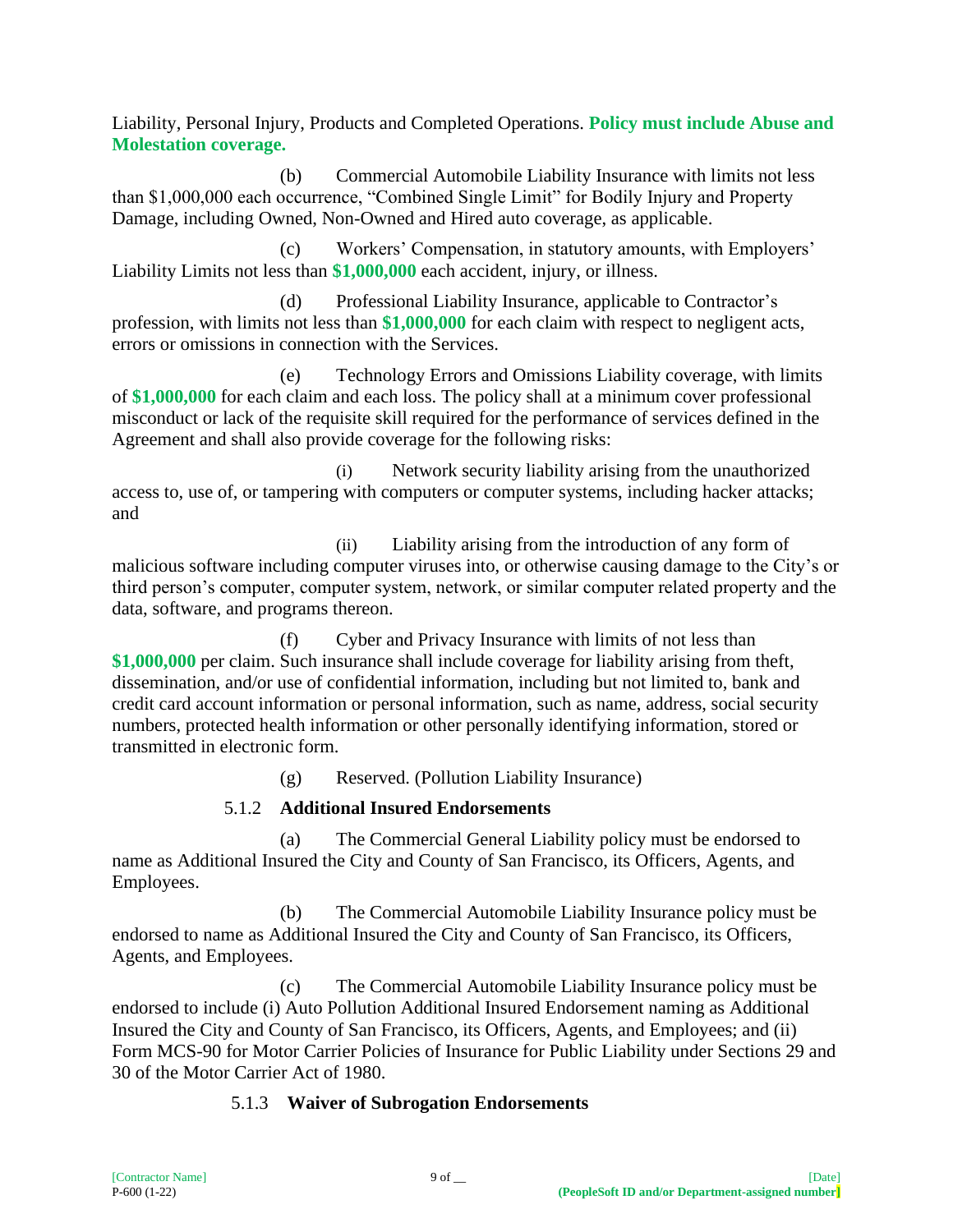Liability, Personal Injury, Products and Completed Operations. **Policy must include Abuse and Molestation coverage.**

(b) Commercial Automobile Liability Insurance with limits not less than $1,000,000 each occurrence, "Combined Single Limit" for Bodily Injury and Property Damage, including Owned, Non-Owned and Hired auto coverage, as applicable.

(c) Workers' Compensation, in statutory amounts, with Employers' Liability Limits not less than **$1,000,000** each accident, injury, or illness.

(d) Professional Liability Insurance, applicable to Contractor's profession, with limits not less than **$1,000,000** for each claim with respect to negligent acts, errors or omissions in connection with the Services.

(e) Technology Errors and Omissions Liability coverage, with limits of **$1,000,000** for each claim and each loss. The policy shall at a minimum cover professional misconduct or lack of the requisite skill required for the performance of services defined in the Agreement and shall also provide coverage for the following risks:

(i) Network security liability arising from the unauthorized access to, use of, or tampering with computers or computer systems, including hacker attacks; and

(ii) Liability arising from the introduction of any form of malicious software including computer viruses into, or otherwise causing damage to the City's or third person's computer, computer system, network, or similar computer related property and the data, software, and programs thereon.

(f) Cyber and Privacy Insurance with limits of not less than **$1,000,000** per claim. Such insurance shall include coverage for liability arising from theft, dissemination, and/or use of confidential information, including but not limited to, bank and credit card account information or personal information, such as name, address, social security numbers, protected health information or other personally identifying information, stored or transmitted in electronic form.

(g) Reserved. (Pollution Liability Insurance)

5.1.2 **Additional Insured Endorsements**

(a) The Commercial General Liability policy must be endorsed to name as Additional Insured the City and County of San Francisco, its Officers, Agents, and Employees.

(b) The Commercial Automobile Liability Insurance policy must be endorsed to name as Additional Insured the City and County of San Francisco, its Officers, Agents, and Employees.

(c) The Commercial Automobile Liability Insurance policy must be endorsed to include (i) Auto Pollution Additional Insured Endorsement naming as Additional Insured the City and County of San Francisco, its Officers, Agents, and Employees; and (ii) Form MCS-90 for Motor Carrier Policies of Insurance for Public Liability under Sections 29 and 30 of the Motor Carrier Act of 1980.

5.1.3 **Waiver of Subrogation Endorsements**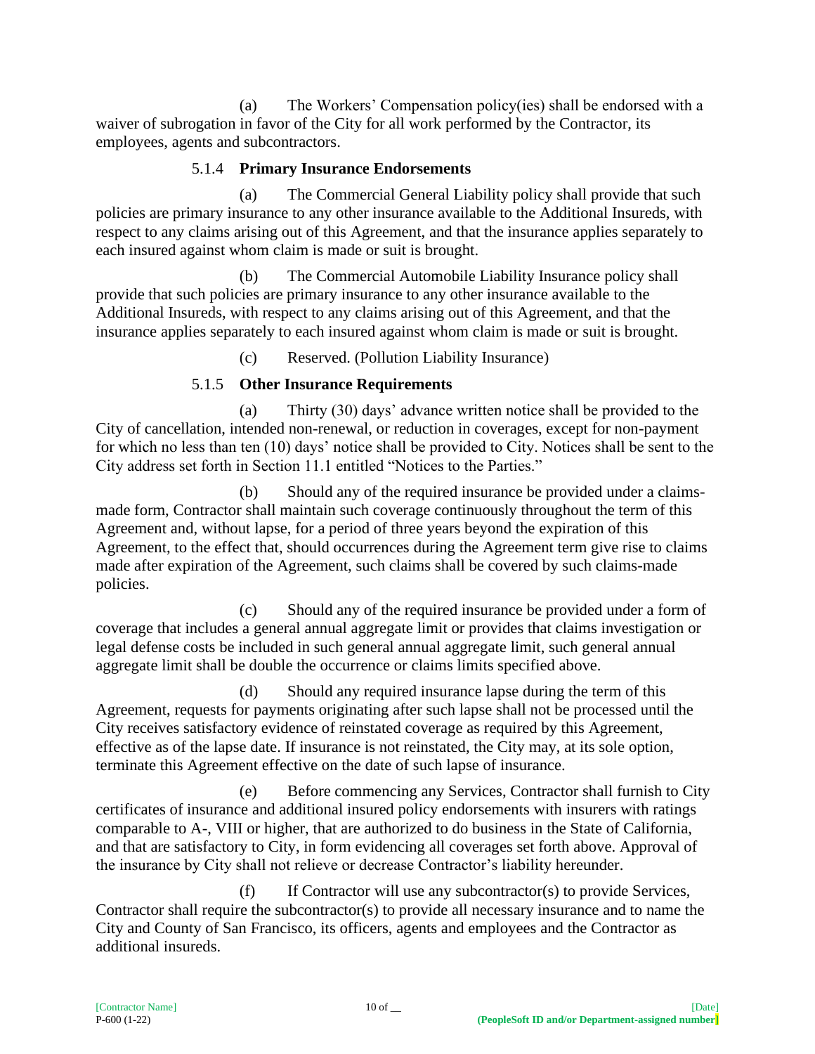(a) The Workers' Compensation policy(ies) shall be endorsed with a waiver of subrogation in favor of the City for all work performed by the Contractor, its employees, agents and subcontractors.

5.1.4 **Primary Insurance Endorsements**

(a) The Commercial General Liability policy shall provide that such policies are primary insurance to any other insurance available to the Additional Insureds, with respect to any claims arising out of this Agreement, and that the insurance applies separately to each insured against whom claim is made or suit is brought.

(b) The Commercial Automobile Liability Insurance policy shall provide that such policies are primary insurance to any other insurance available to the Additional Insureds, with respect to any claims arising out of this Agreement, and that the insurance applies separately to each insured against whom claim is made or suit is brought.

(c) Reserved. (Pollution Liability Insurance)

5.1.5 **Other Insurance Requirements**

(a) Thirty (30) days' advance written notice shall be provided to the City of cancellation, intended non-renewal, or reduction in coverages, except for non-payment for which no less than ten (10) days' notice shall be provided to City. Notices shall be sent to the City address set forth in Section 11.1 entitled "Notices to the Parties."

(b) Should any of the required insurance be provided under a claims-made form, Contractor shall maintain such coverage continuously throughout the term of this Agreement and, without lapse, for a period of three years beyond the expiration of this Agreement, to the effect that, should occurrences during the Agreement term give rise to claims made after expiration of the Agreement, such claims shall be covered by such claims-made policies.

(c) Should any of the required insurance be provided under a form of coverage that includes a general annual aggregate limit or provides that claims investigation or legal defense costs be included in such general annual aggregate limit, such general annual aggregate limit shall be double the occurrence or claims limits specified above.

(d) Should any required insurance lapse during the term of this Agreement, requests for payments originating after such lapse shall not be processed until the City receives satisfactory evidence of reinstated coverage as required by this Agreement, effective as of the lapse date. If insurance is not reinstated, the City may, at its sole option, terminate this Agreement effective on the date of such lapse of insurance.

(e) Before commencing any Services, Contractor shall furnish to City certificates of insurance and additional insured policy endorsements with insurers with ratings comparable to A-, VIII or higher, that are authorized to do business in the State of California, and that are satisfactory to City, in form evidencing all coverages set forth above. Approval of the insurance by City shall not relieve or decrease Contractor's liability hereunder.

(f) If Contractor will use any subcontractor(s) to provide Services, Contractor shall require the subcontractor(s) to provide all necessary insurance and to name the City and County of San Francisco, its officers, agents and employees and the Contractor as additional insureds.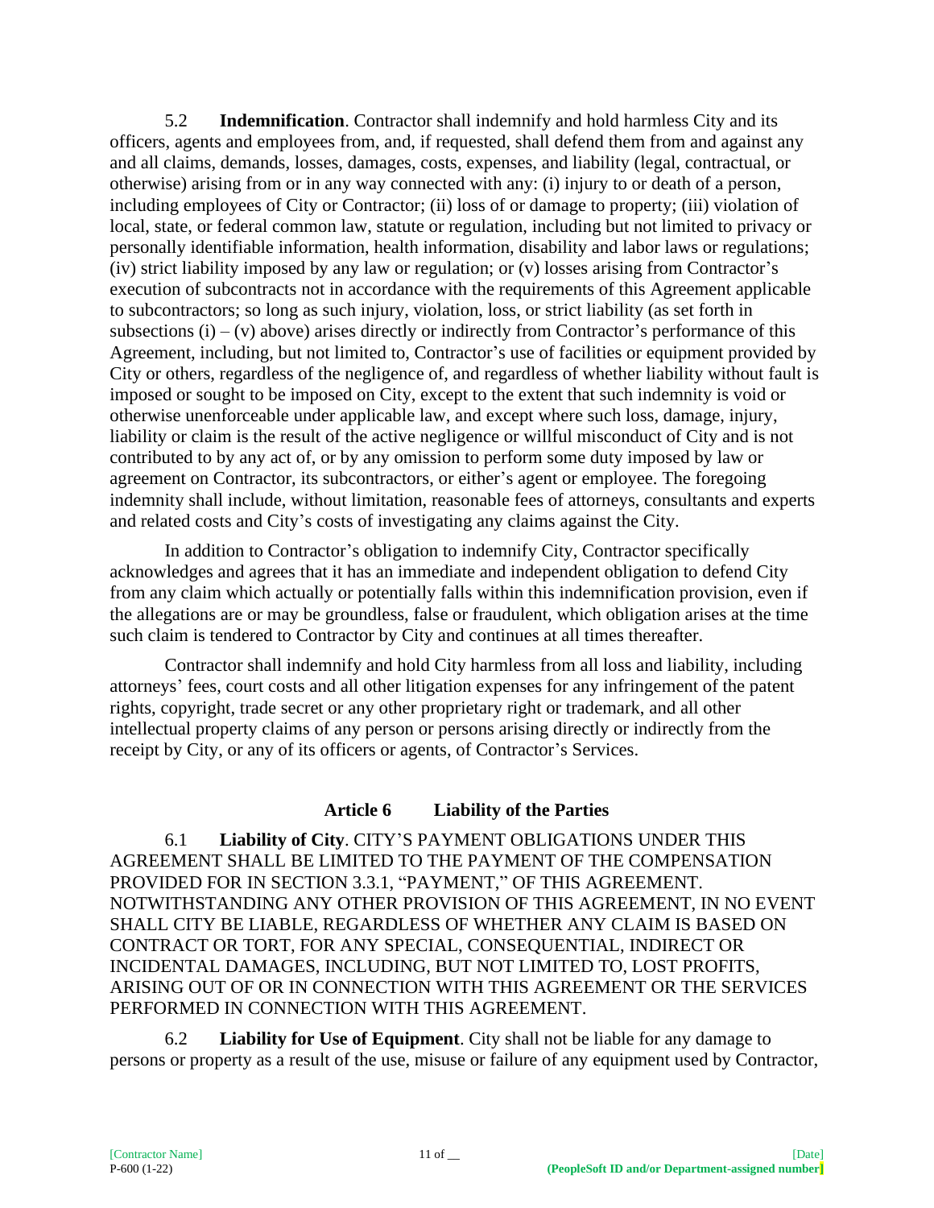5.2 **Indemnification**. Contractor shall indemnify and hold harmless City and its officers, agents and employees from, and, if requested, shall defend them from and against any and all claims, demands, losses, damages, costs, expenses, and liability (legal, contractual, or otherwise) arising from or in any way connected with any: (i) injury to or death of a person, including employees of City or Contractor; (ii) loss of or damage to property; (iii) violation of local, state, or federal common law, statute or regulation, including but not limited to privacy or personally identifiable information, health information, disability and labor laws or regulations; (iv) strict liability imposed by any law or regulation; or (v) losses arising from Contractor's execution of subcontracts not in accordance with the requirements of this Agreement applicable to subcontractors; so long as such injury, violation, loss, or strict liability (as set forth in subsections (i) – (v) above) arises directly or indirectly from Contractor's performance of this Agreement, including, but not limited to, Contractor's use of facilities or equipment provided by City or others, regardless of the negligence of, and regardless of whether liability without fault is imposed or sought to be imposed on City, except to the extent that such indemnity is void or otherwise unenforceable under applicable law, and except where such loss, damage, injury, liability or claim is the result of the active negligence or willful misconduct of City and is not contributed to by any act of, or by any omission to perform some duty imposed by law or agreement on Contractor, its subcontractors, or either's agent or employee. The foregoing indemnity shall include, without limitation, reasonable fees of attorneys, consultants and experts and related costs and City's costs of investigating any claims against the City.

In addition to Contractor's obligation to indemnify City, Contractor specifically acknowledges and agrees that it has an immediate and independent obligation to defend City from any claim which actually or potentially falls within this indemnification provision, even if the allegations are or may be groundless, false or fraudulent, which obligation arises at the time such claim is tendered to Contractor by City and continues at all times thereafter.

Contractor shall indemnify and hold City harmless from all loss and liability, including attorneys' fees, court costs and all other litigation expenses for any infringement of the patent rights, copyright, trade secret or any other proprietary right or trademark, and all other intellectual property claims of any person or persons arising directly or indirectly from the receipt by City, or any of its officers or agents, of Contractor's Services.

## Article 6 Liability of the Parties

6.1 **Liability of City**. CITY'S PAYMENT OBLIGATIONS UNDER THIS AGREEMENT SHALL BE LIMITED TO THE PAYMENT OF THE COMPENSATION PROVIDED FOR IN SECTION 3.3.1, "PAYMENT," OF THIS AGREEMENT. NOTWITHSTANDING ANY OTHER PROVISION OF THIS AGREEMENT, IN NO EVENT SHALL CITY BE LIABLE, REGARDLESS OF WHETHER ANY CLAIM IS BASED ON CONTRACT OR TORT, FOR ANY SPECIAL, CONSEQUENTIAL, INDIRECT OR INCIDENTAL DAMAGES, INCLUDING, BUT NOT LIMITED TO, LOST PROFITS, ARISING OUT OF OR IN CONNECTION WITH THIS AGREEMENT OR THE SERVICES PERFORMED IN CONNECTION WITH THIS AGREEMENT.

6.2 **Liability for Use of Equipment**. City shall not be liable for any damage to persons or property as a result of the use, misuse or failure of any equipment used by Contractor,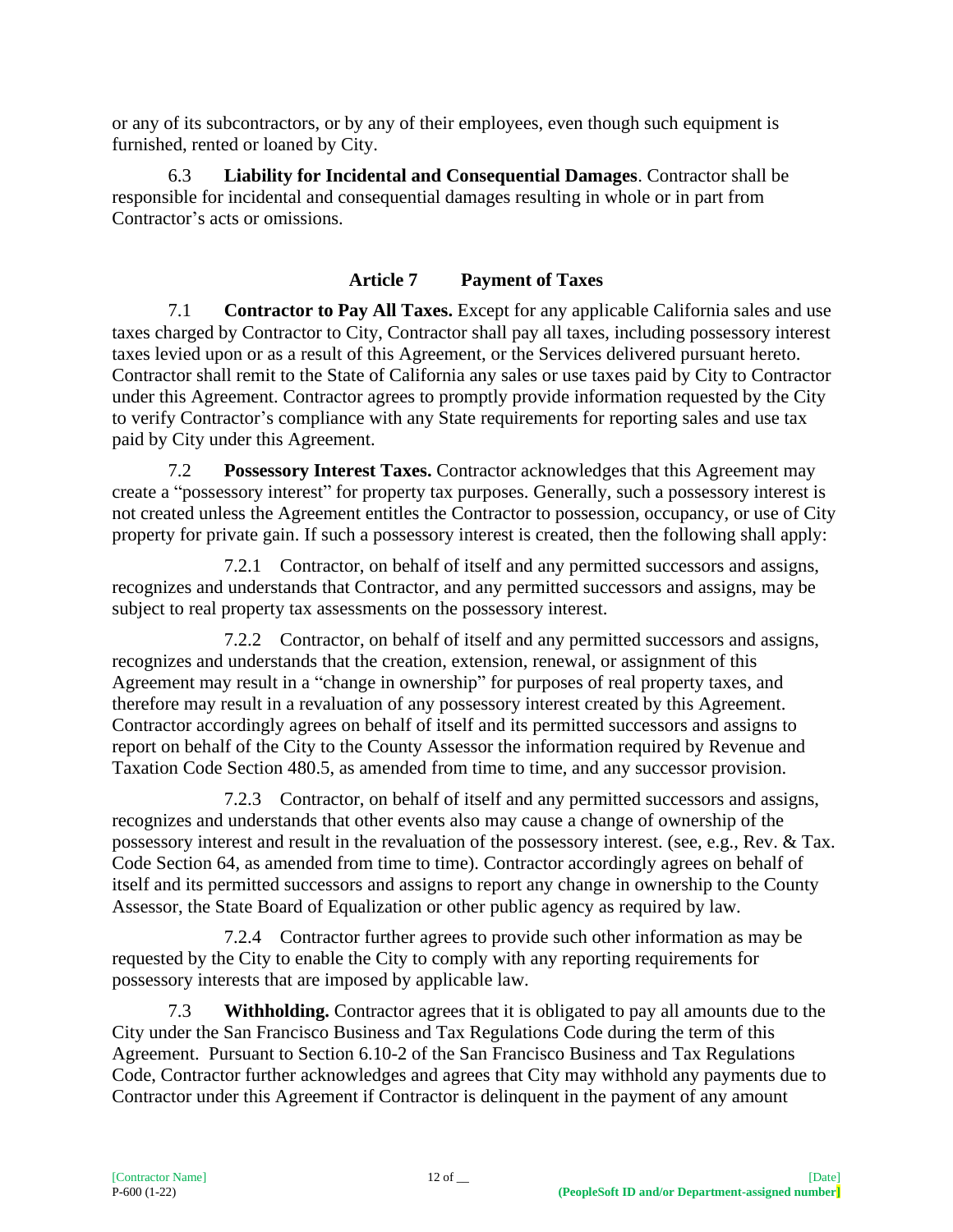or any of its subcontractors, or by any of their employees, even though such equipment is furnished, rented or loaned by City.

6.3 **Liability for Incidental and Consequential Damages**. Contractor shall be responsible for incidental and consequential damages resulting in whole or in part from Contractor's acts or omissions.

## Article 7 Payment of Taxes

7.1 **Contractor to Pay All Taxes.** Except for any applicable California sales and use taxes charged by Contractor to City, Contractor shall pay all taxes, including possessory interest taxes levied upon or as a result of this Agreement, or the Services delivered pursuant hereto. Contractor shall remit to the State of California any sales or use taxes paid by City to Contractor under this Agreement. Contractor agrees to promptly provide information requested by the City to verify Contractor's compliance with any State requirements for reporting sales and use tax paid by City under this Agreement.

7.2 **Possessory Interest Taxes.** Contractor acknowledges that this Agreement may create a "possessory interest" for property tax purposes. Generally, such a possessory interest is not created unless the Agreement entitles the Contractor to possession, occupancy, or use of City property for private gain. If such a possessory interest is created, then the following shall apply:

7.2.1 Contractor, on behalf of itself and any permitted successors and assigns, recognizes and understands that Contractor, and any permitted successors and assigns, may be subject to real property tax assessments on the possessory interest.

7.2.2 Contractor, on behalf of itself and any permitted successors and assigns, recognizes and understands that the creation, extension, renewal, or assignment of this Agreement may result in a "change in ownership" for purposes of real property taxes, and therefore may result in a revaluation of any possessory interest created by this Agreement. Contractor accordingly agrees on behalf of itself and its permitted successors and assigns to report on behalf of the City to the County Assessor the information required by Revenue and Taxation Code Section 480.5, as amended from time to time, and any successor provision.

7.2.3 Contractor, on behalf of itself and any permitted successors and assigns, recognizes and understands that other events also may cause a change of ownership of the possessory interest and result in the revaluation of the possessory interest. (see, e.g., Rev. & Tax. Code Section 64, as amended from time to time). Contractor accordingly agrees on behalf of itself and its permitted successors and assigns to report any change in ownership to the County Assessor, the State Board of Equalization or other public agency as required by law.

7.2.4 Contractor further agrees to provide such other information as may be requested by the City to enable the City to comply with any reporting requirements for possessory interests that are imposed by applicable law.

7.3 **Withholding.** Contractor agrees that it is obligated to pay all amounts due to the City under the San Francisco Business and Tax Regulations Code during the term of this Agreement. Pursuant to Section 6.10-2 of the San Francisco Business and Tax Regulations Code, Contractor further acknowledges and agrees that City may withhold any payments due to Contractor under this Agreement if Contractor is delinquent in the payment of any amount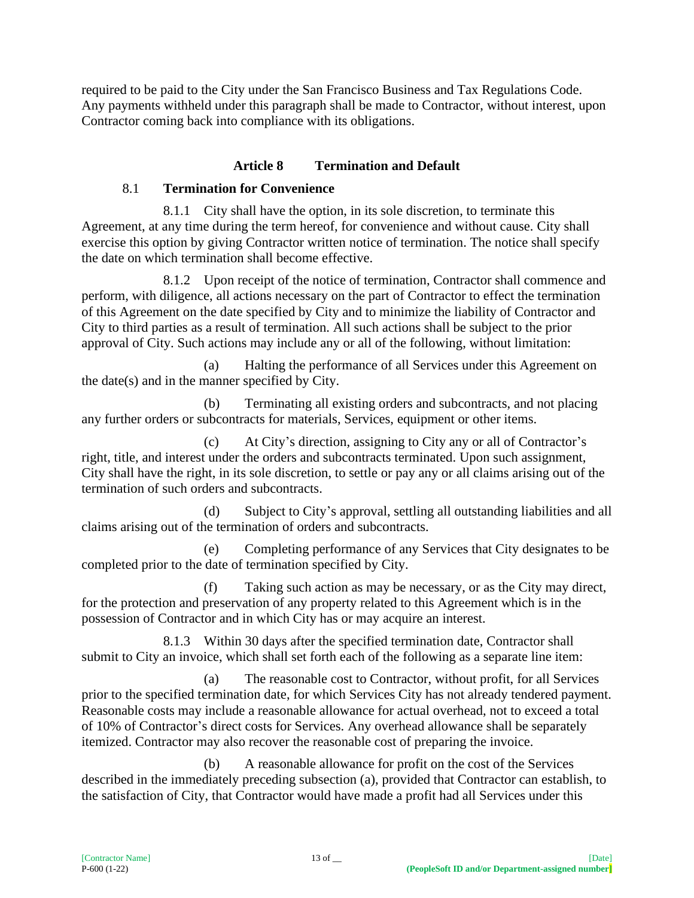required to be paid to the City under the San Francisco Business and Tax Regulations Code. Any payments withheld under this paragraph shall be made to Contractor, without interest, upon Contractor coming back into compliance with its obligations.

## Article 8 Termination and Default

### 8.1 Termination for Convenience

8.1.1 City shall have the option, in its sole discretion, to terminate this Agreement, at any time during the term hereof, for convenience and without cause. City shall exercise this option by giving Contractor written notice of termination. The notice shall specify the date on which termination shall become effective.

8.1.2 Upon receipt of the notice of termination, Contractor shall commence and perform, with diligence, all actions necessary on the part of Contractor to effect the termination of this Agreement on the date specified by City and to minimize the liability of Contractor and City to third parties as a result of termination. All such actions shall be subject to the prior approval of City. Such actions may include any or all of the following, without limitation:

(a) Halting the performance of all Services under this Agreement on the date(s) and in the manner specified by City.

(b) Terminating all existing orders and subcontracts, and not placing any further orders or subcontracts for materials, Services, equipment or other items.

(c) At City's direction, assigning to City any or all of Contractor's right, title, and interest under the orders and subcontracts terminated. Upon such assignment, City shall have the right, in its sole discretion, to settle or pay any or all claims arising out of the termination of such orders and subcontracts.

(d) Subject to City's approval, settling all outstanding liabilities and all claims arising out of the termination of orders and subcontracts.

(e) Completing performance of any Services that City designates to be completed prior to the date of termination specified by City.

(f) Taking such action as may be necessary, or as the City may direct, for the protection and preservation of any property related to this Agreement which is in the possession of Contractor and in which City has or may acquire an interest.

8.1.3 Within 30 days after the specified termination date, Contractor shall submit to City an invoice, which shall set forth each of the following as a separate line item:

(a) The reasonable cost to Contractor, without profit, for all Services prior to the specified termination date, for which Services City has not already tendered payment. Reasonable costs may include a reasonable allowance for actual overhead, not to exceed a total of 10% of Contractor's direct costs for Services. Any overhead allowance shall be separately itemized. Contractor may also recover the reasonable cost of preparing the invoice.

(b) A reasonable allowance for profit on the cost of the Services described in the immediately preceding subsection (a), provided that Contractor can establish, to the satisfaction of City, that Contractor would have made a profit had all Services under this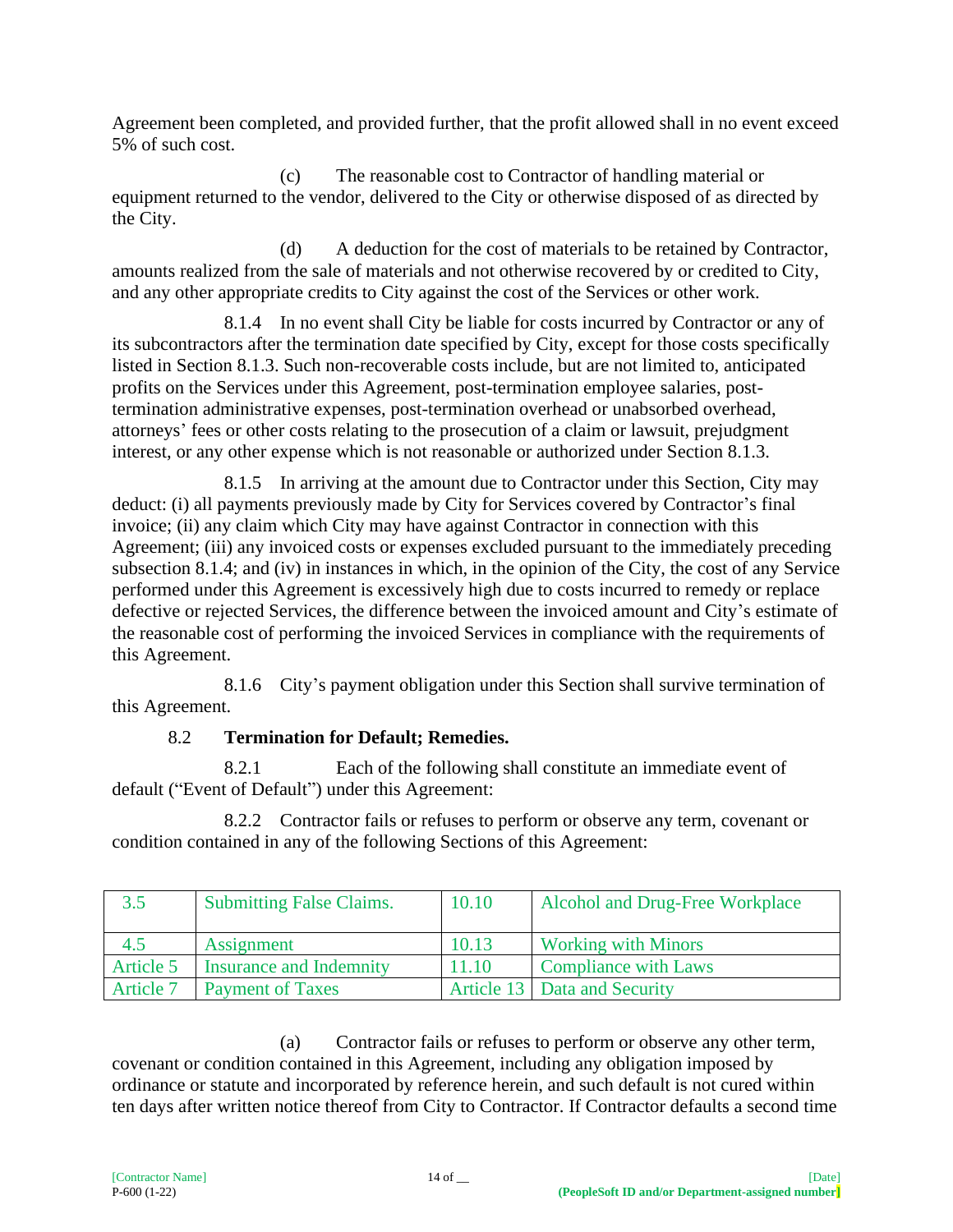Agreement been completed, and provided further, that the profit allowed shall in no event exceed 5% of such cost.

(c) The reasonable cost to Contractor of handling material or equipment returned to the vendor, delivered to the City or otherwise disposed of as directed by the City.

(d) A deduction for the cost of materials to be retained by Contractor, amounts realized from the sale of materials and not otherwise recovered by or credited to City, and any other appropriate credits to City against the cost of the Services or other work.

8.1.4 In no event shall City be liable for costs incurred by Contractor or any of its subcontractors after the termination date specified by City, except for those costs specifically listed in Section 8.1.3. Such non-recoverable costs include, but are not limited to, anticipated profits on the Services under this Agreement, post-termination employee salaries, post-termination administrative expenses, post-termination overhead or unabsorbed overhead, attorneys' fees or other costs relating to the prosecution of a claim or lawsuit, prejudgment interest, or any other expense which is not reasonable or authorized under Section 8.1.3.

8.1.5 In arriving at the amount due to Contractor under this Section, City may deduct: (i) all payments previously made by City for Services covered by Contractor's final invoice; (ii) any claim which City may have against Contractor in connection with this Agreement; (iii) any invoiced costs or expenses excluded pursuant to the immediately preceding subsection 8.1.4; and (iv) in instances in which, in the opinion of the City, the cost of any Service performed under this Agreement is excessively high due to costs incurred to remedy or replace defective or rejected Services, the difference between the invoiced amount and City's estimate of the reasonable cost of performing the invoiced Services in compliance with the requirements of this Agreement.

8.1.6 City's payment obligation under this Section shall survive termination of this Agreement.

8.2 **Termination for Default; Remedies.**

8.2.1 Each of the following shall constitute an immediate event of default ("Event of Default") under this Agreement:

8.2.2 Contractor fails or refuses to perform or observe any term, covenant or condition contained in any of the following Sections of this Agreement:

| | | | |
|---|---|---|---|
| 3.5 | Submitting False Claims. | 10.10 | Alcohol and Drug-Free Workplace |
| 4.5 | Assignment | 10.13 | Working with Minors |
| Article 5 | Insurance and Indemnity | 11.10 | Compliance with Laws |
| Article 7 | Payment of Taxes | Article 13 | Data and Security |

(a) Contractor fails or refuses to perform or observe any other term, covenant or condition contained in this Agreement, including any obligation imposed by ordinance or statute and incorporated by reference herein, and such default is not cured within ten days after written notice thereof from City to Contractor. If Contractor defaults a second time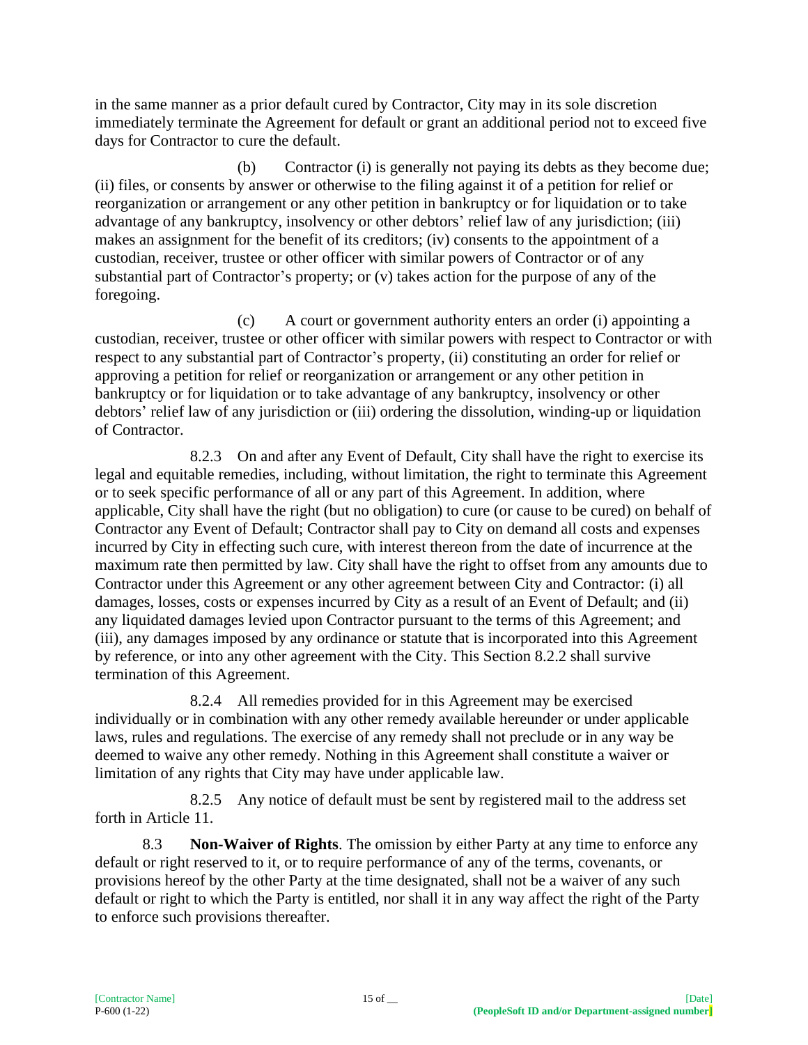in the same manner as a prior default cured by Contractor, City may in its sole discretion immediately terminate the Agreement for default or grant an additional period not to exceed five days for Contractor to cure the default.

(b) Contractor (i) is generally not paying its debts as they become due; (ii) files, or consents by answer or otherwise to the filing against it of a petition for relief or reorganization or arrangement or any other petition in bankruptcy or for liquidation or to take advantage of any bankruptcy, insolvency or other debtors' relief law of any jurisdiction; (iii) makes an assignment for the benefit of its creditors; (iv) consents to the appointment of a custodian, receiver, trustee or other officer with similar powers of Contractor or of any substantial part of Contractor's property; or (v) takes action for the purpose of any of the foregoing.

(c) A court or government authority enters an order (i) appointing a custodian, receiver, trustee or other officer with similar powers with respect to Contractor or with respect to any substantial part of Contractor's property, (ii) constituting an order for relief or approving a petition for relief or reorganization or arrangement or any other petition in bankruptcy or for liquidation or to take advantage of any bankruptcy, insolvency or other debtors' relief law of any jurisdiction or (iii) ordering the dissolution, winding-up or liquidation of Contractor.

8.2.3 On and after any Event of Default, City shall have the right to exercise its legal and equitable remedies, including, without limitation, the right to terminate this Agreement or to seek specific performance of all or any part of this Agreement. In addition, where applicable, City shall have the right (but no obligation) to cure (or cause to be cured) on behalf of Contractor any Event of Default; Contractor shall pay to City on demand all costs and expenses incurred by City in effecting such cure, with interest thereon from the date of incurrence at the maximum rate then permitted by law. City shall have the right to offset from any amounts due to Contractor under this Agreement or any other agreement between City and Contractor: (i) all damages, losses, costs or expenses incurred by City as a result of an Event of Default; and (ii) any liquidated damages levied upon Contractor pursuant to the terms of this Agreement; and (iii), any damages imposed by any ordinance or statute that is incorporated into this Agreement by reference, or into any other agreement with the City. This Section 8.2.2 shall survive termination of this Agreement.

8.2.4 All remedies provided for in this Agreement may be exercised individually or in combination with any other remedy available hereunder or under applicable laws, rules and regulations. The exercise of any remedy shall not preclude or in any way be deemed to waive any other remedy. Nothing in this Agreement shall constitute a waiver or limitation of any rights that City may have under applicable law.

8.2.5 Any notice of default must be sent by registered mail to the address set forth in Article 11.

8.3 **Non-Waiver of Rights**. The omission by either Party at any time to enforce any default or right reserved to it, or to require performance of any of the terms, covenants, or provisions hereof by the other Party at the time designated, shall not be a waiver of any such default or right to which the Party is entitled, nor shall it in any way affect the right of the Party to enforce such provisions thereafter.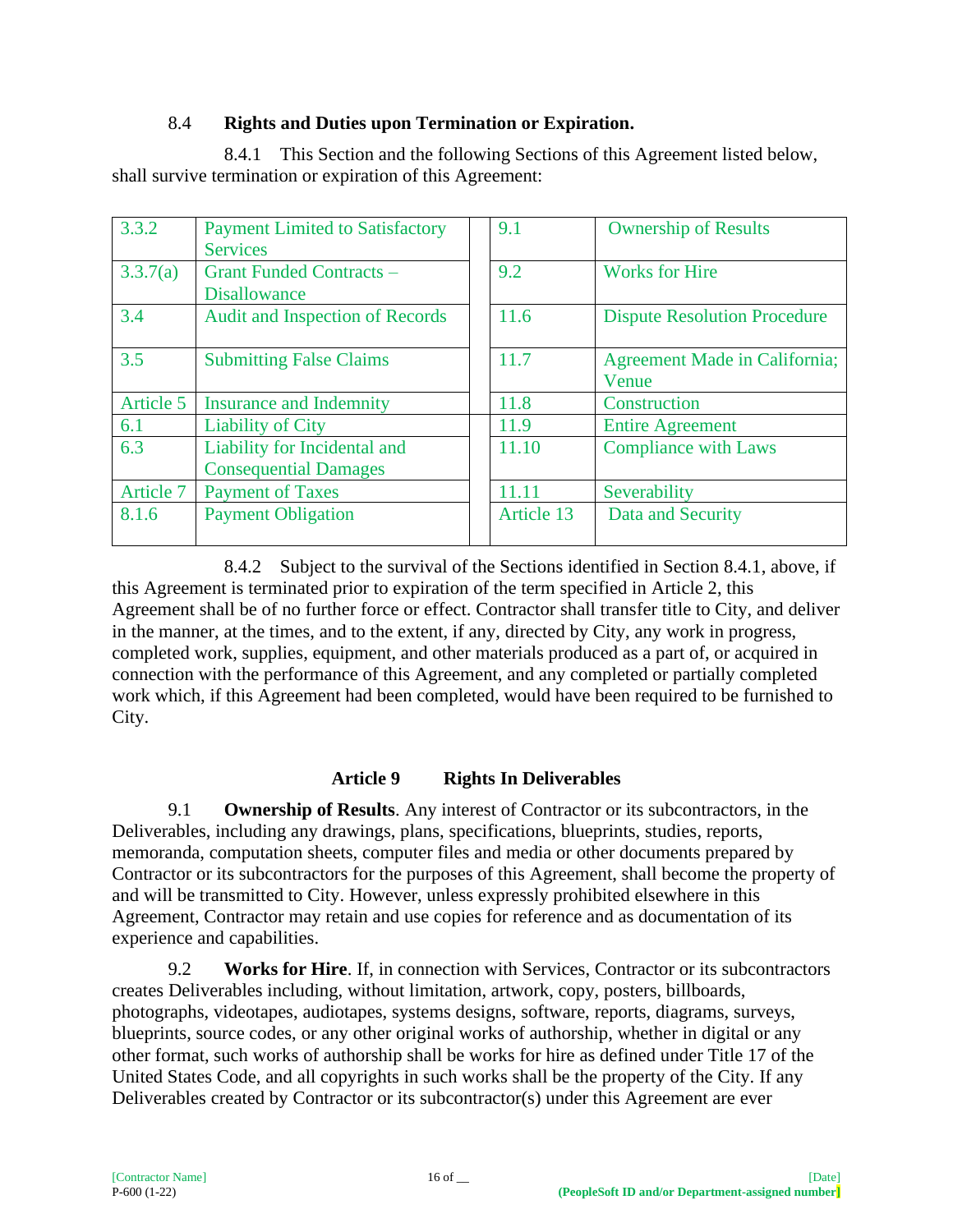8.4 **Rights and Duties upon Termination or Expiration.**

8.4.1 This Section and the following Sections of this Agreement listed below, shall survive termination or expiration of this Agreement:

| | | | | |
|---|---|---|---|---|
| 3.3.2 | Payment Limited to Satisfactory Services | | 9.1 | Ownership of Results |
| 3.3.7(a) | Grant Funded Contracts – Disallowance | | 9.2 | Works for Hire |
| 3.4 | Audit and Inspection of Records | | 11.6 | Dispute Resolution Procedure |
| 3.5 | Submitting False Claims | | 11.7 | Agreement Made in California; Venue |
| Article 5 | Insurance and Indemnity | | 11.8 | Construction |
| 6.1 | Liability of City | | 11.9 | Entire Agreement |
| 6.3 | Liability for Incidental and Consequential Damages | | 11.10 | Compliance with Laws |
| Article 7 | Payment of Taxes | | 11.11 | Severability |
| 8.1.6 | Payment Obligation | | Article 13 | Data and Security |

8.4.2 Subject to the survival of the Sections identified in Section 8.4.1, above, if this Agreement is terminated prior to expiration of the term specified in Article 2, this Agreement shall be of no further force or effect. Contractor shall transfer title to City, and deliver in the manner, at the times, and to the extent, if any, directed by City, any work in progress, completed work, supplies, equipment, and other materials produced as a part of, or acquired in connection with the performance of this Agreement, and any completed or partially completed work which, if this Agreement had been completed, would have been required to be furnished to City.

## Article 9 Rights In Deliverables

9.1 **Ownership of Results**. Any interest of Contractor or its subcontractors, in the Deliverables, including any drawings, plans, specifications, blueprints, studies, reports, memoranda, computation sheets, computer files and media or other documents prepared by Contractor or its subcontractors for the purposes of this Agreement, shall become the property of and will be transmitted to City. However, unless expressly prohibited elsewhere in this Agreement, Contractor may retain and use copies for reference and as documentation of its experience and capabilities.

9.2 **Works for Hire**. If, in connection with Services, Contractor or its subcontractors creates Deliverables including, without limitation, artwork, copy, posters, billboards, photographs, videotapes, audiotapes, systems designs, software, reports, diagrams, surveys, blueprints, source codes, or any other original works of authorship, whether in digital or any other format, such works of authorship shall be works for hire as defined under Title 17 of the United States Code, and all copyrights in such works shall be the property of the City. If any Deliverables created by Contractor or its subcontractor(s) under this Agreement are ever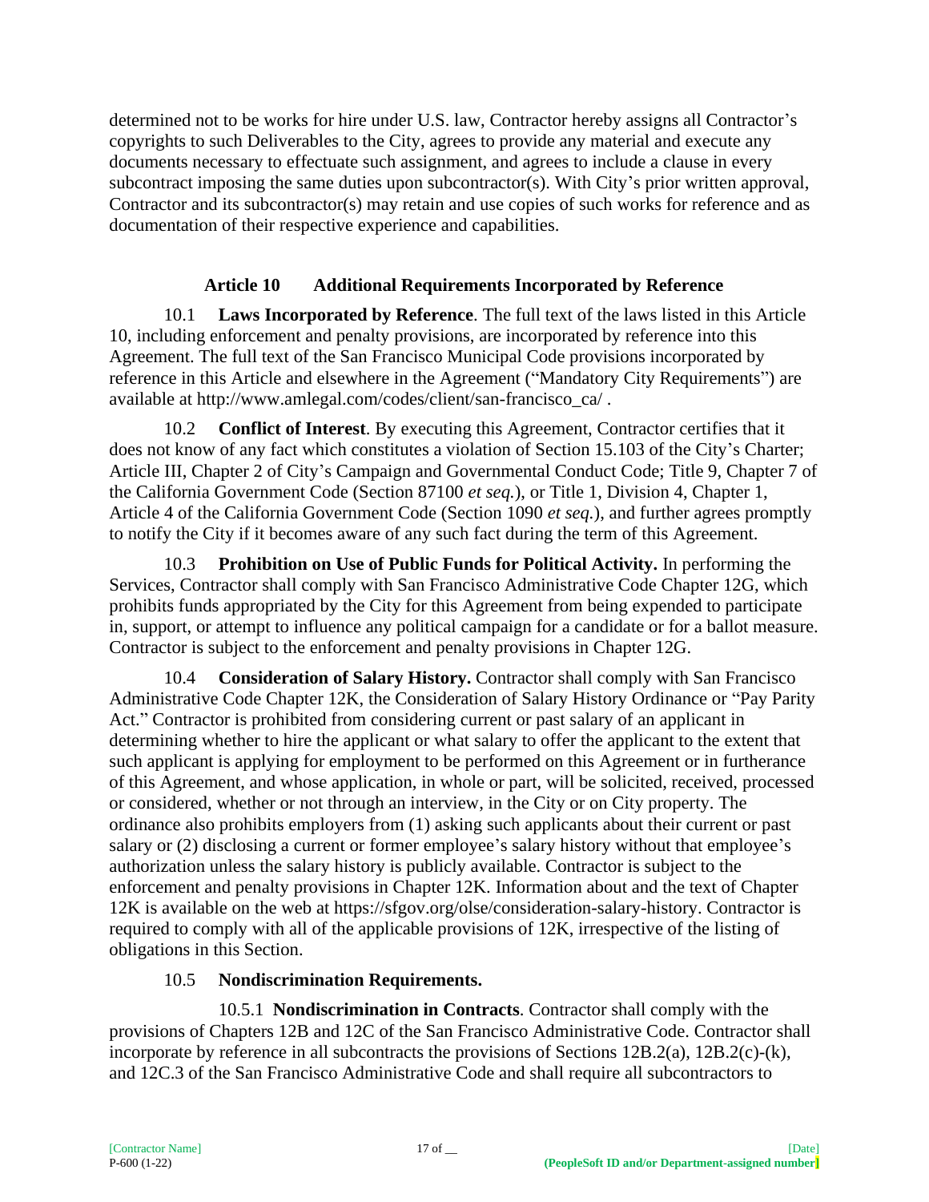determined not to be works for hire under U.S. law, Contractor hereby assigns all Contractor's copyrights to such Deliverables to the City, agrees to provide any material and execute any documents necessary to effectuate such assignment, and agrees to include a clause in every subcontract imposing the same duties upon subcontractor(s). With City's prior written approval, Contractor and its subcontractor(s) may retain and use copies of such works for reference and as documentation of their respective experience and capabilities.

## Article 10 Additional Requirements Incorporated by Reference

10.1 **Laws Incorporated by Reference**. The full text of the laws listed in this Article 10, including enforcement and penalty provisions, are incorporated by reference into this Agreement. The full text of the San Francisco Municipal Code provisions incorporated by reference in this Article and elsewhere in the Agreement ("Mandatory City Requirements") are available at http://www.amlegal.com/codes/client/san-francisco_ca/ .

10.2 **Conflict of Interest**. By executing this Agreement, Contractor certifies that it does not know of any fact which constitutes a violation of Section 15.103 of the City's Charter; Article III, Chapter 2 of City's Campaign and Governmental Conduct Code; Title 9, Chapter 7 of the California Government Code (Section 87100 *et seq.*), or Title 1, Division 4, Chapter 1, Article 4 of the California Government Code (Section 1090 *et seq.*), and further agrees promptly to notify the City if it becomes aware of any such fact during the term of this Agreement.

10.3 **Prohibition on Use of Public Funds for Political Activity.** In performing the Services, Contractor shall comply with San Francisco Administrative Code Chapter 12G, which prohibits funds appropriated by the City for this Agreement from being expended to participate in, support, or attempt to influence any political campaign for a candidate or for a ballot measure. Contractor is subject to the enforcement and penalty provisions in Chapter 12G.

10.4 **Consideration of Salary History.** Contractor shall comply with San Francisco Administrative Code Chapter 12K, the Consideration of Salary History Ordinance or "Pay Parity Act." Contractor is prohibited from considering current or past salary of an applicant in determining whether to hire the applicant or what salary to offer the applicant to the extent that such applicant is applying for employment to be performed on this Agreement or in furtherance of this Agreement, and whose application, in whole or part, will be solicited, received, processed or considered, whether or not through an interview, in the City or on City property. The ordinance also prohibits employers from (1) asking such applicants about their current or past salary or (2) disclosing a current or former employee's salary history without that employee's authorization unless the salary history is publicly available. Contractor is subject to the enforcement and penalty provisions in Chapter 12K. Information about and the text of Chapter 12K is available on the web at https://sfgov.org/olse/consideration-salary-history. Contractor is required to comply with all of the applicable provisions of 12K, irrespective of the listing of obligations in this Section.

10.5 **Nondiscrimination Requirements.**

10.5.1 **Nondiscrimination in Contracts**. Contractor shall comply with the provisions of Chapters 12B and 12C of the San Francisco Administrative Code. Contractor shall incorporate by reference in all subcontracts the provisions of Sections 12B.2(a), 12B.2(c)-(k), and 12C.3 of the San Francisco Administrative Code and shall require all subcontractors to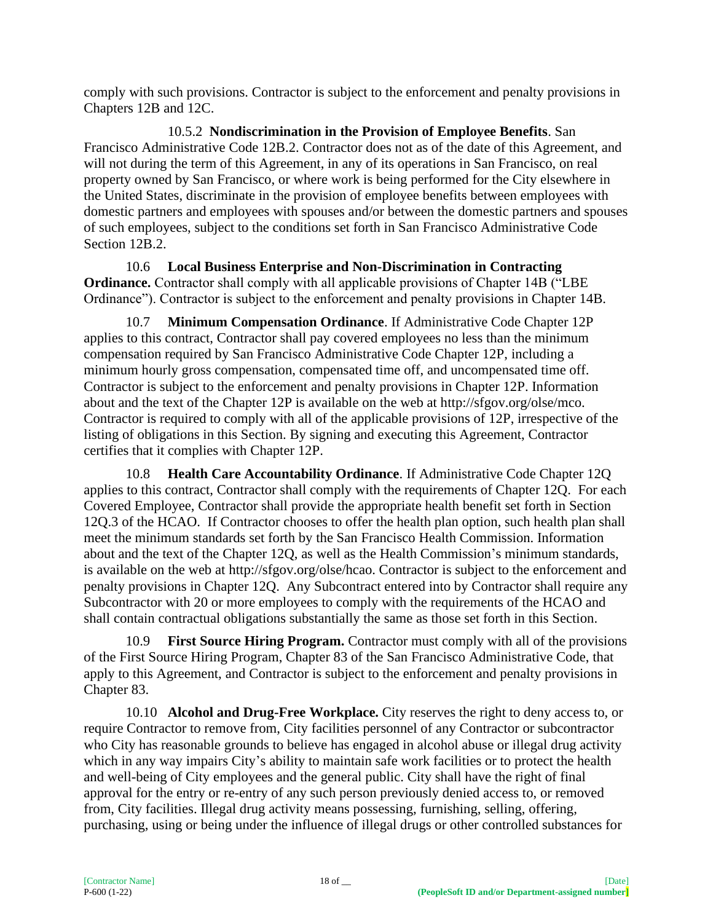comply with such provisions. Contractor is subject to the enforcement and penalty provisions in Chapters 12B and 12C.

10.5.2 **Nondiscrimination in the Provision of Employee Benefits**. San Francisco Administrative Code 12B.2. Contractor does not as of the date of this Agreement, and will not during the term of this Agreement, in any of its operations in San Francisco, on real property owned by San Francisco, or where work is being performed for the City elsewhere in the United States, discriminate in the provision of employee benefits between employees with domestic partners and employees with spouses and/or between the domestic partners and spouses of such employees, subject to the conditions set forth in San Francisco Administrative Code Section 12B.2.

10.6 **Local Business Enterprise and Non-Discrimination in Contracting Ordinance.** Contractor shall comply with all applicable provisions of Chapter 14B ("LBE Ordinance"). Contractor is subject to the enforcement and penalty provisions in Chapter 14B.

10.7 **Minimum Compensation Ordinance**. If Administrative Code Chapter 12P applies to this contract, Contractor shall pay covered employees no less than the minimum compensation required by San Francisco Administrative Code Chapter 12P, including a minimum hourly gross compensation, compensated time off, and uncompensated time off. Contractor is subject to the enforcement and penalty provisions in Chapter 12P. Information about and the text of the Chapter 12P is available on the web at http://sfgov.org/olse/mco. Contractor is required to comply with all of the applicable provisions of 12P, irrespective of the listing of obligations in this Section. By signing and executing this Agreement, Contractor certifies that it complies with Chapter 12P.

10.8 **Health Care Accountability Ordinance**. If Administrative Code Chapter 12Q applies to this contract, Contractor shall comply with the requirements of Chapter 12Q. For each Covered Employee, Contractor shall provide the appropriate health benefit set forth in Section 12Q.3 of the HCAO. If Contractor chooses to offer the health plan option, such health plan shall meet the minimum standards set forth by the San Francisco Health Commission. Information about and the text of the Chapter 12Q, as well as the Health Commission's minimum standards, is available on the web at http://sfgov.org/olse/hcao. Contractor is subject to the enforcement and penalty provisions in Chapter 12Q. Any Subcontract entered into by Contractor shall require any Subcontractor with 20 or more employees to comply with the requirements of the HCAO and shall contain contractual obligations substantially the same as those set forth in this Section.

10.9 **First Source Hiring Program.** Contractor must comply with all of the provisions of the First Source Hiring Program, Chapter 83 of the San Francisco Administrative Code, that apply to this Agreement, and Contractor is subject to the enforcement and penalty provisions in Chapter 83.

10.10 **Alcohol and Drug-Free Workplace.** City reserves the right to deny access to, or require Contractor to remove from, City facilities personnel of any Contractor or subcontractor who City has reasonable grounds to believe has engaged in alcohol abuse or illegal drug activity which in any way impairs City's ability to maintain safe work facilities or to protect the health and well-being of City employees and the general public. City shall have the right of final approval for the entry or re-entry of any such person previously denied access to, or removed from, City facilities. Illegal drug activity means possessing, furnishing, selling, offering, purchasing, using or being under the influence of illegal drugs or other controlled substances for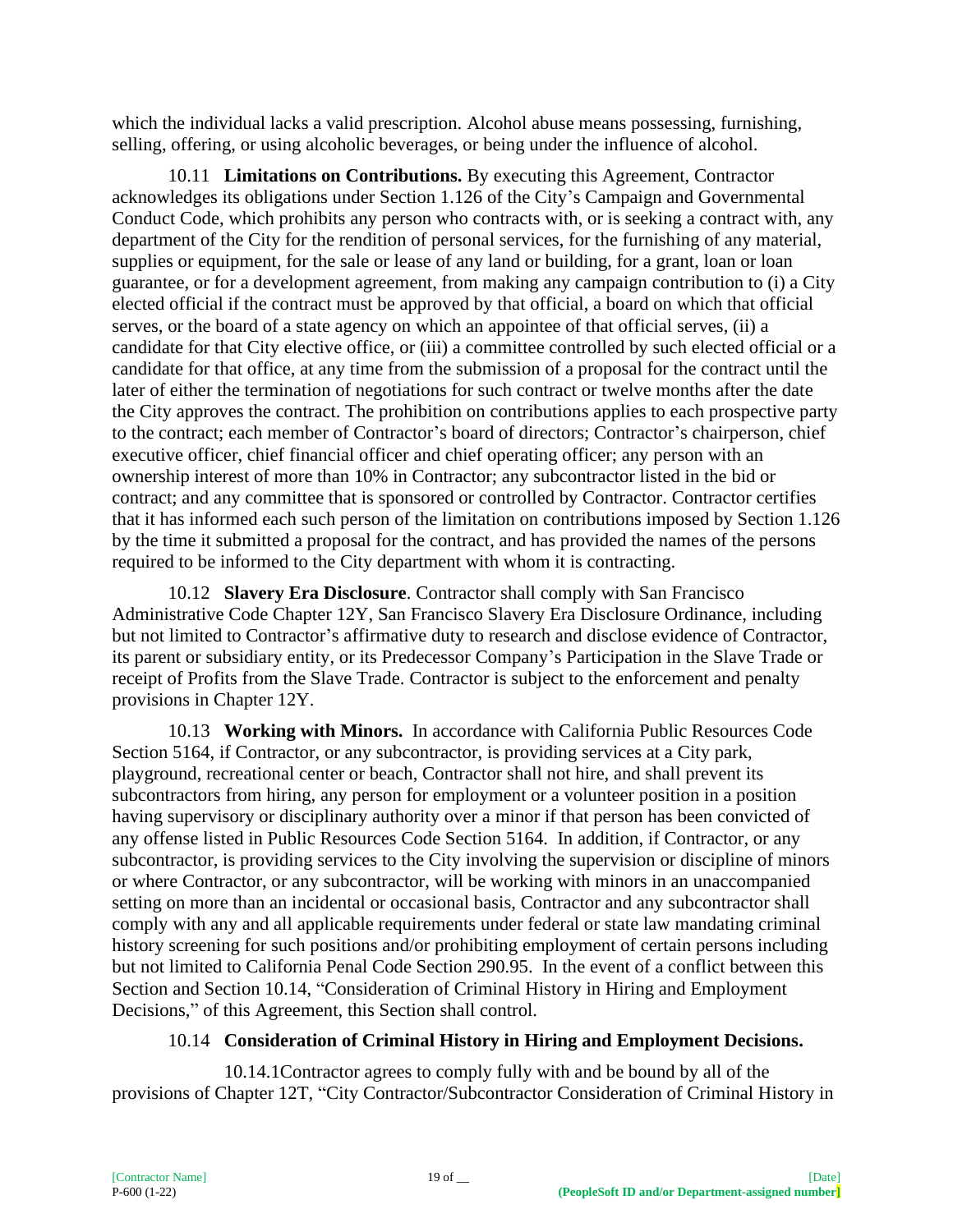which the individual lacks a valid prescription. Alcohol abuse means possessing, furnishing, selling, offering, or using alcoholic beverages, or being under the influence of alcohol.

10.11 **Limitations on Contributions.** By executing this Agreement, Contractor acknowledges its obligations under Section 1.126 of the City's Campaign and Governmental Conduct Code, which prohibits any person who contracts with, or is seeking a contract with, any department of the City for the rendition of personal services, for the furnishing of any material, supplies or equipment, for the sale or lease of any land or building, for a grant, loan or loan guarantee, or for a development agreement, from making any campaign contribution to (i) a City elected official if the contract must be approved by that official, a board on which that official serves, or the board of a state agency on which an appointee of that official serves, (ii) a candidate for that City elective office, or (iii) a committee controlled by such elected official or a candidate for that office, at any time from the submission of a proposal for the contract until the later of either the termination of negotiations for such contract or twelve months after the date the City approves the contract. The prohibition on contributions applies to each prospective party to the contract; each member of Contractor's board of directors; Contractor's chairperson, chief executive officer, chief financial officer and chief operating officer; any person with an ownership interest of more than 10% in Contractor; any subcontractor listed in the bid or contract; and any committee that is sponsored or controlled by Contractor. Contractor certifies that it has informed each such person of the limitation on contributions imposed by Section 1.126 by the time it submitted a proposal for the contract, and has provided the names of the persons required to be informed to the City department with whom it is contracting.

10.12 **Slavery Era Disclosure**. Contractor shall comply with San Francisco Administrative Code Chapter 12Y, San Francisco Slavery Era Disclosure Ordinance, including but not limited to Contractor's affirmative duty to research and disclose evidence of Contractor, its parent or subsidiary entity, or its Predecessor Company's Participation in the Slave Trade or receipt of Profits from the Slave Trade. Contractor is subject to the enforcement and penalty provisions in Chapter 12Y.

10.13 **Working with Minors.** In accordance with California Public Resources Code Section 5164, if Contractor, or any subcontractor, is providing services at a City park, playground, recreational center or beach, Contractor shall not hire, and shall prevent its subcontractors from hiring, any person for employment or a volunteer position in a position having supervisory or disciplinary authority over a minor if that person has been convicted of any offense listed in Public Resources Code Section 5164. In addition, if Contractor, or any subcontractor, is providing services to the City involving the supervision or discipline of minors or where Contractor, or any subcontractor, will be working with minors in an unaccompanied setting on more than an incidental or occasional basis, Contractor and any subcontractor shall comply with any and all applicable requirements under federal or state law mandating criminal history screening for such positions and/or prohibiting employment of certain persons including but not limited to California Penal Code Section 290.95. In the event of a conflict between this Section and Section 10.14, "Consideration of Criminal History in Hiring and Employment Decisions," of this Agreement, this Section shall control.

10.14 **Consideration of Criminal History in Hiring and Employment Decisions.**

10.14.1Contractor agrees to comply fully with and be bound by all of the provisions of Chapter 12T, "City Contractor/Subcontractor Consideration of Criminal History in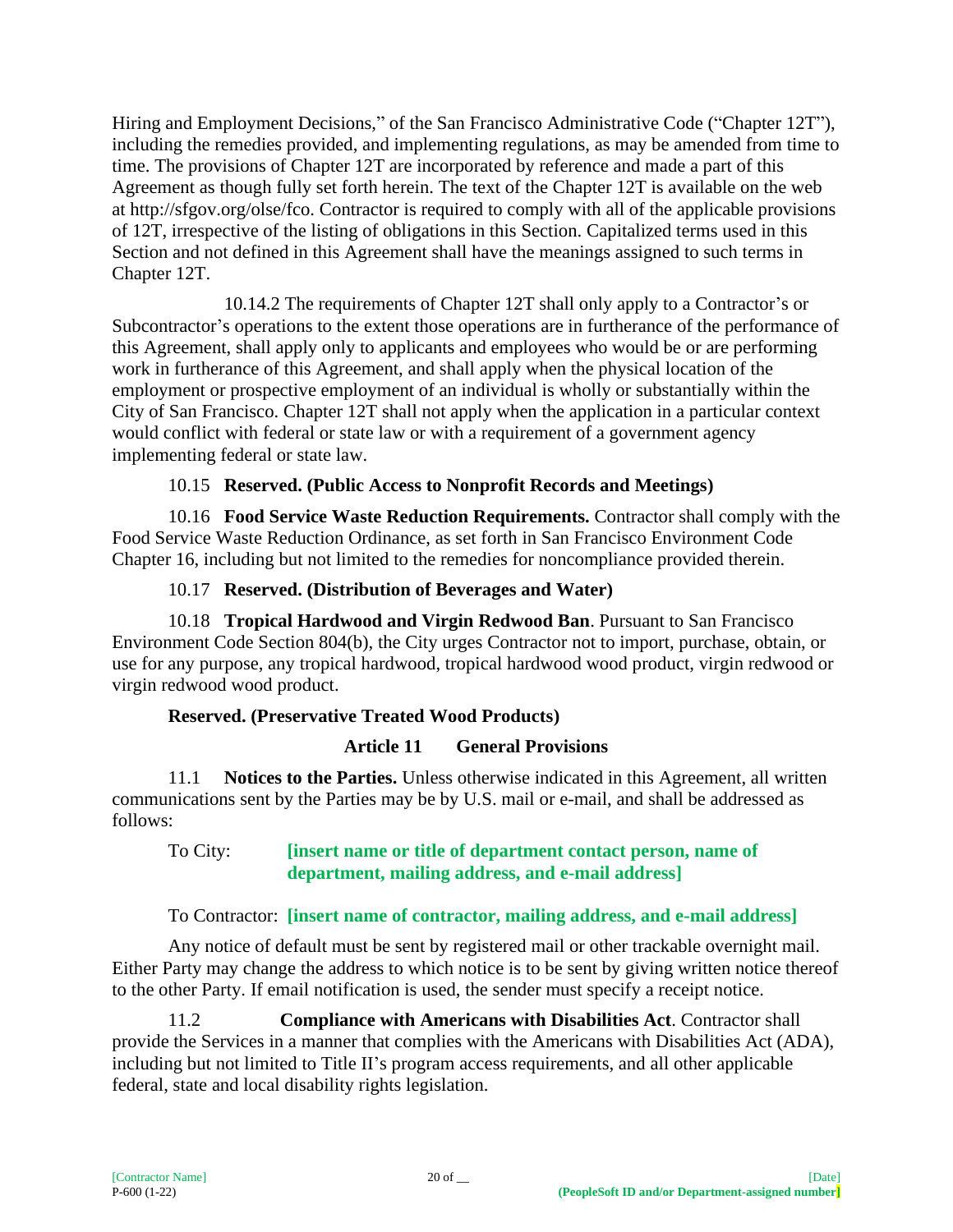Hiring and Employment Decisions," of the San Francisco Administrative Code ("Chapter 12T"), including the remedies provided, and implementing regulations, as may be amended from time to time. The provisions of Chapter 12T are incorporated by reference and made a part of this Agreement as though fully set forth herein. The text of the Chapter 12T is available on the web at http://sfgov.org/olse/fco. Contractor is required to comply with all of the applicable provisions of 12T, irrespective of the listing of obligations in this Section. Capitalized terms used in this Section and not defined in this Agreement shall have the meanings assigned to such terms in Chapter 12T.

10.14.2 The requirements of Chapter 12T shall only apply to a Contractor's or Subcontractor's operations to the extent those operations are in furtherance of the performance of this Agreement, shall apply only to applicants and employees who would be or are performing work in furtherance of this Agreement, and shall apply when the physical location of the employment or prospective employment of an individual is wholly or substantially within the City of San Francisco. Chapter 12T shall not apply when the application in a particular context would conflict with federal or state law or with a requirement of a government agency implementing federal or state law.

10.15 **Reserved. (Public Access to Nonprofit Records and Meetings)**

10.16 **Food Service Waste Reduction Requirements.** Contractor shall comply with the Food Service Waste Reduction Ordinance, as set forth in San Francisco Environment Code Chapter 16, including but not limited to the remedies for noncompliance provided therein.

10.17 **Reserved. (Distribution of Beverages and Water)**

10.18 **Tropical Hardwood and Virgin Redwood Ban**. Pursuant to San Francisco Environment Code Section 804(b), the City urges Contractor not to import, purchase, obtain, or use for any purpose, any tropical hardwood, tropical hardwood wood product, virgin redwood or virgin redwood wood product.

**Reserved. (Preservative Treated Wood Products)**

## Article 11 General Provisions

11.1 **Notices to the Parties.** Unless otherwise indicated in this Agreement, all written communications sent by the Parties may be by U.S. mail or e-mail, and shall be addressed as follows:

To City: **[insert name or title of department contact person, name of department, mailing address, and e-mail address]**

To Contractor: **[insert name of contractor, mailing address, and e-mail address]**

Any notice of default must be sent by registered mail or other trackable overnight mail. Either Party may change the address to which notice is to be sent by giving written notice thereof to the other Party. If email notification is used, the sender must specify a receipt notice.

11.2 **Compliance with Americans with Disabilities Act**. Contractor shall provide the Services in a manner that complies with the Americans with Disabilities Act (ADA), including but not limited to Title II's program access requirements, and all other applicable federal, state and local disability rights legislation.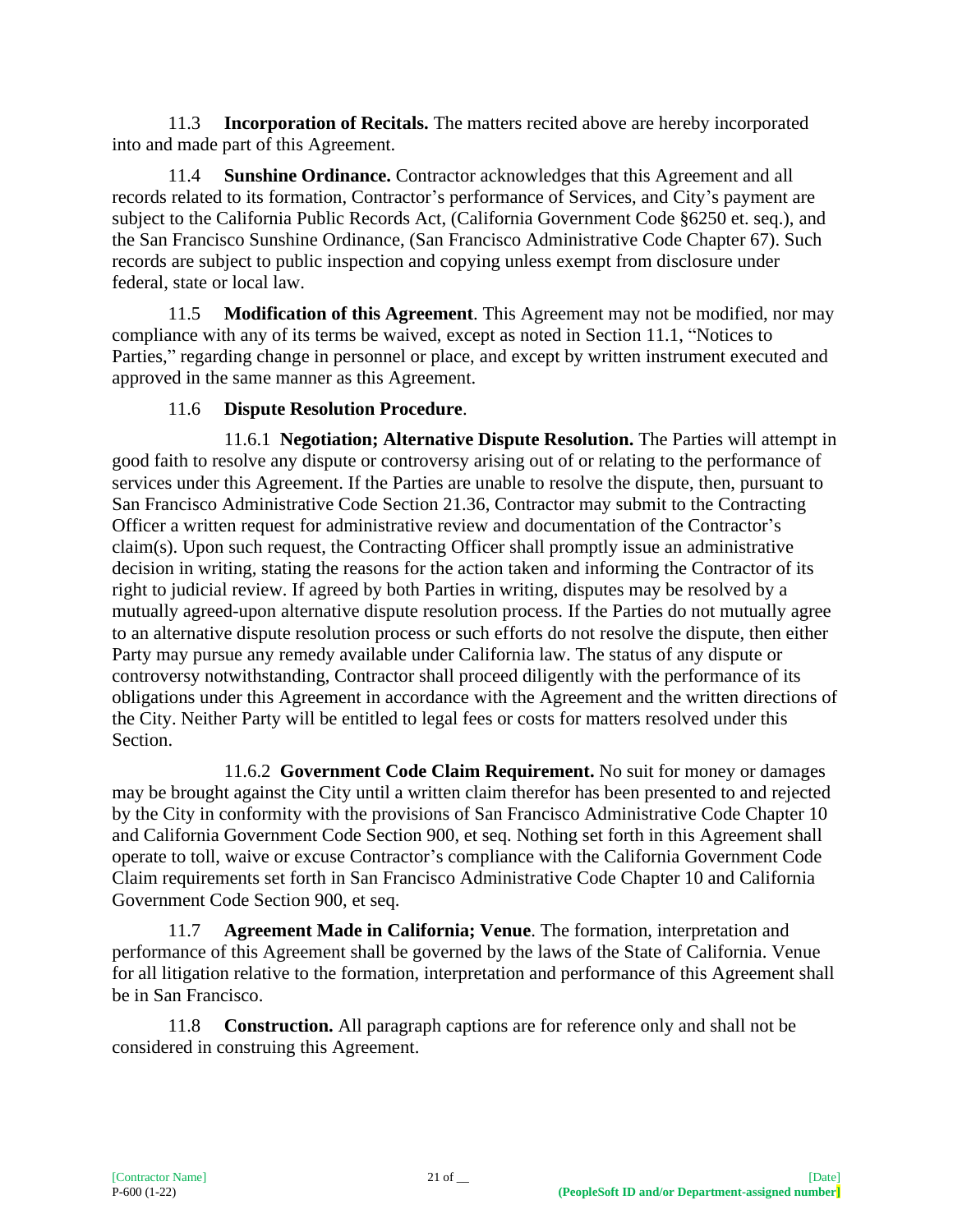11.3 **Incorporation of Recitals.** The matters recited above are hereby incorporated into and made part of this Agreement.

11.4 **Sunshine Ordinance.** Contractor acknowledges that this Agreement and all records related to its formation, Contractor's performance of Services, and City's payment are subject to the California Public Records Act, (California Government Code §6250 et. seq.), and the San Francisco Sunshine Ordinance, (San Francisco Administrative Code Chapter 67). Such records are subject to public inspection and copying unless exempt from disclosure under federal, state or local law.

11.5 **Modification of this Agreement**. This Agreement may not be modified, nor may compliance with any of its terms be waived, except as noted in Section 11.1, "Notices to Parties," regarding change in personnel or place, and except by written instrument executed and approved in the same manner as this Agreement.

11.6 **Dispute Resolution Procedure**.

11.6.1 **Negotiation; Alternative Dispute Resolution.** The Parties will attempt in good faith to resolve any dispute or controversy arising out of or relating to the performance of services under this Agreement. If the Parties are unable to resolve the dispute, then, pursuant to San Francisco Administrative Code Section 21.36, Contractor may submit to the Contracting Officer a written request for administrative review and documentation of the Contractor's claim(s). Upon such request, the Contracting Officer shall promptly issue an administrative decision in writing, stating the reasons for the action taken and informing the Contractor of its right to judicial review. If agreed by both Parties in writing, disputes may be resolved by a mutually agreed-upon alternative dispute resolution process. If the Parties do not mutually agree to an alternative dispute resolution process or such efforts do not resolve the dispute, then either Party may pursue any remedy available under California law. The status of any dispute or controversy notwithstanding, Contractor shall proceed diligently with the performance of its obligations under this Agreement in accordance with the Agreement and the written directions of the City. Neither Party will be entitled to legal fees or costs for matters resolved under this Section.

11.6.2 **Government Code Claim Requirement.** No suit for money or damages may be brought against the City until a written claim therefor has been presented to and rejected by the City in conformity with the provisions of San Francisco Administrative Code Chapter 10 and California Government Code Section 900, et seq. Nothing set forth in this Agreement shall operate to toll, waive or excuse Contractor's compliance with the California Government Code Claim requirements set forth in San Francisco Administrative Code Chapter 10 and California Government Code Section 900, et seq.

11.7 **Agreement Made in California; Venue**. The formation, interpretation and performance of this Agreement shall be governed by the laws of the State of California. Venue for all litigation relative to the formation, interpretation and performance of this Agreement shall be in San Francisco.

11.8 **Construction.** All paragraph captions are for reference only and shall not be considered in construing this Agreement.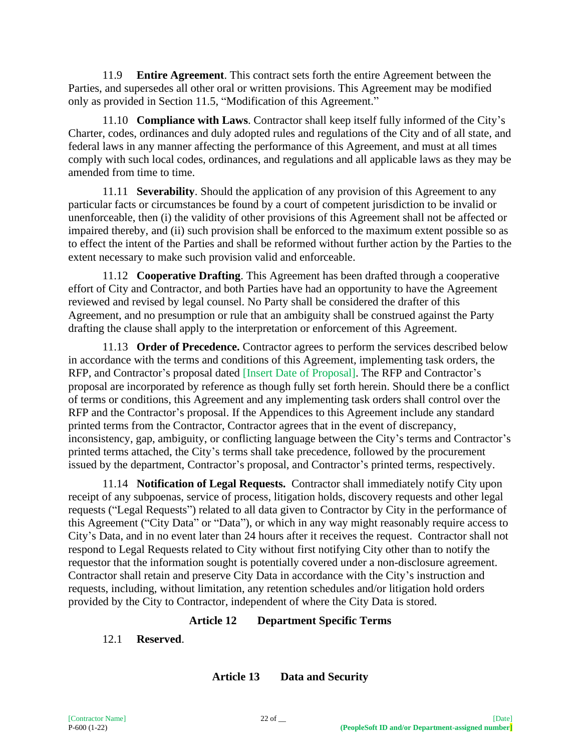11.9 **Entire Agreement**. This contract sets forth the entire Agreement between the Parties, and supersedes all other oral or written provisions. This Agreement may be modified only as provided in Section 11.5, "Modification of this Agreement."

11.10 **Compliance with Laws**. Contractor shall keep itself fully informed of the City's Charter, codes, ordinances and duly adopted rules and regulations of the City and of all state, and federal laws in any manner affecting the performance of this Agreement, and must at all times comply with such local codes, ordinances, and regulations and all applicable laws as they may be amended from time to time.

11.11 **Severability**. Should the application of any provision of this Agreement to any particular facts or circumstances be found by a court of competent jurisdiction to be invalid or unenforceable, then (i) the validity of other provisions of this Agreement shall not be affected or impaired thereby, and (ii) such provision shall be enforced to the maximum extent possible so as to effect the intent of the Parties and shall be reformed without further action by the Parties to the extent necessary to make such provision valid and enforceable.

11.12 **Cooperative Drafting**. This Agreement has been drafted through a cooperative effort of City and Contractor, and both Parties have had an opportunity to have the Agreement reviewed and revised by legal counsel. No Party shall be considered the drafter of this Agreement, and no presumption or rule that an ambiguity shall be construed against the Party drafting the clause shall apply to the interpretation or enforcement of this Agreement.

11.13 **Order of Precedence.** Contractor agrees to perform the services described below in accordance with the terms and conditions of this Agreement, implementing task orders, the RFP, and Contractor's proposal dated [Insert Date of Proposal]. The RFP and Contractor's proposal are incorporated by reference as though fully set forth herein. Should there be a conflict of terms or conditions, this Agreement and any implementing task orders shall control over the RFP and the Contractor's proposal. If the Appendices to this Agreement include any standard printed terms from the Contractor, Contractor agrees that in the event of discrepancy, inconsistency, gap, ambiguity, or conflicting language between the City's terms and Contractor's printed terms attached, the City's terms shall take precedence, followed by the procurement issued by the department, Contractor's proposal, and Contractor's printed terms, respectively.

11.14 **Notification of Legal Requests.** Contractor shall immediately notify City upon receipt of any subpoenas, service of process, litigation holds, discovery requests and other legal requests ("Legal Requests") related to all data given to Contractor by City in the performance of this Agreement ("City Data" or "Data"), or which in any way might reasonably require access to City's Data, and in no event later than 24 hours after it receives the request. Contractor shall not respond to Legal Requests related to City without first notifying City other than to notify the requestor that the information sought is potentially covered under a non-disclosure agreement. Contractor shall retain and preserve City Data in accordance with the City's instruction and requests, including, without limitation, any retention schedules and/or litigation hold orders provided by the City to Contractor, independent of where the City Data is stored.

## Article 12 Department Specific Terms

12.1 **Reserved**.

## Article 13 Data and Security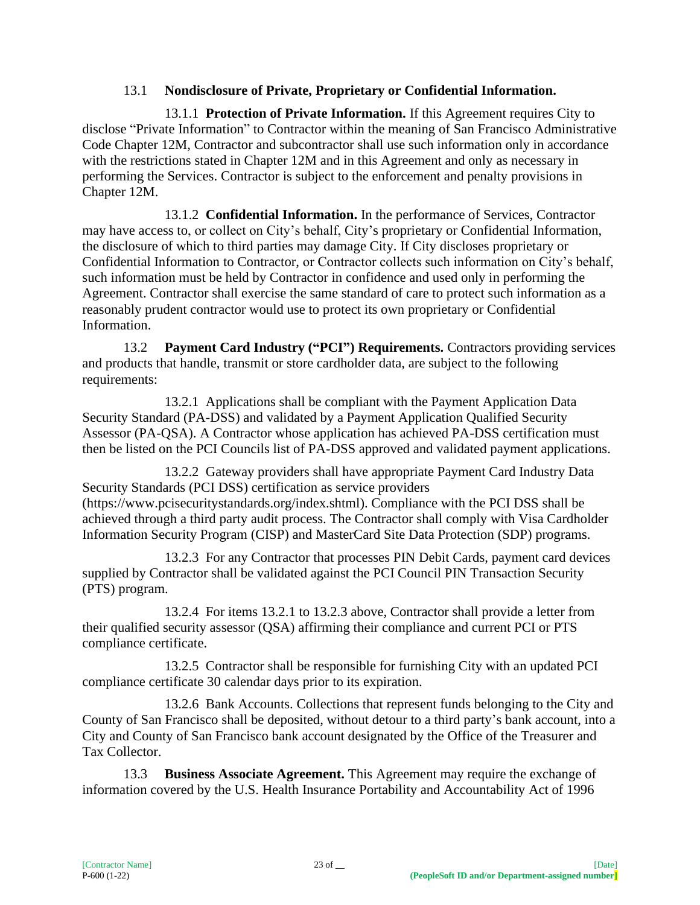13.1 **Nondisclosure of Private, Proprietary or Confidential Information.**

13.1.1 **Protection of Private Information.** If this Agreement requires City to disclose "Private Information" to Contractor within the meaning of San Francisco Administrative Code Chapter 12M, Contractor and subcontractor shall use such information only in accordance with the restrictions stated in Chapter 12M and in this Agreement and only as necessary in performing the Services. Contractor is subject to the enforcement and penalty provisions in Chapter 12M.

13.1.2 **Confidential Information.** In the performance of Services, Contractor may have access to, or collect on City's behalf, City's proprietary or Confidential Information, the disclosure of which to third parties may damage City. If City discloses proprietary or Confidential Information to Contractor, or Contractor collects such information on City's behalf, such information must be held by Contractor in confidence and used only in performing the Agreement. Contractor shall exercise the same standard of care to protect such information as a reasonably prudent contractor would use to protect its own proprietary or Confidential Information.

13.2 **Payment Card Industry ("PCI") Requirements.** Contractors providing services and products that handle, transmit or store cardholder data, are subject to the following requirements:

13.2.1 Applications shall be compliant with the Payment Application Data Security Standard (PA-DSS) and validated by a Payment Application Qualified Security Assessor (PA-QSA). A Contractor whose application has achieved PA-DSS certification must then be listed on the PCI Councils list of PA-DSS approved and validated payment applications.

13.2.2 Gateway providers shall have appropriate Payment Card Industry Data Security Standards (PCI DSS) certification as service providers (https://www.pcisecuritystandards.org/index.shtml). Compliance with the PCI DSS shall be achieved through a third party audit process. The Contractor shall comply with Visa Cardholder Information Security Program (CISP) and MasterCard Site Data Protection (SDP) programs.

13.2.3 For any Contractor that processes PIN Debit Cards, payment card devices supplied by Contractor shall be validated against the PCI Council PIN Transaction Security (PTS) program.

13.2.4 For items 13.2.1 to 13.2.3 above, Contractor shall provide a letter from their qualified security assessor (QSA) affirming their compliance and current PCI or PTS compliance certificate.

13.2.5 Contractor shall be responsible for furnishing City with an updated PCI compliance certificate 30 calendar days prior to its expiration.

13.2.6 Bank Accounts. Collections that represent funds belonging to the City and County of San Francisco shall be deposited, without detour to a third party's bank account, into a City and County of San Francisco bank account designated by the Office of the Treasurer and Tax Collector.

13.3 **Business Associate Agreement.** This Agreement may require the exchange of information covered by the U.S. Health Insurance Portability and Accountability Act of 1996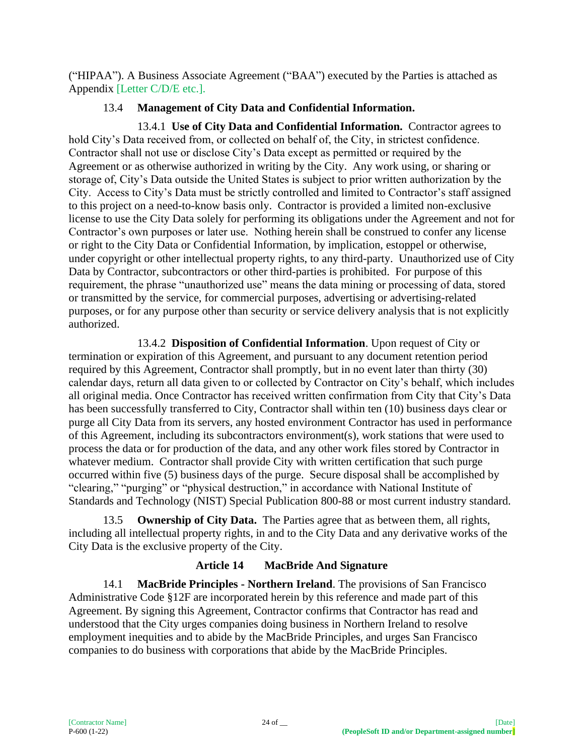("HIPAA"). A Business Associate Agreement ("BAA") executed by the Parties is attached as Appendix [Letter C/D/E etc.].

13.4 **Management of City Data and Confidential Information.**

13.4.1 **Use of City Data and Confidential Information.** Contractor agrees to hold City's Data received from, or collected on behalf of, the City, in strictest confidence. Contractor shall not use or disclose City's Data except as permitted or required by the Agreement or as otherwise authorized in writing by the City. Any work using, or sharing or storage of, City's Data outside the United States is subject to prior written authorization by the City. Access to City's Data must be strictly controlled and limited to Contractor's staff assigned to this project on a need-to-know basis only. Contractor is provided a limited non-exclusive license to use the City Data solely for performing its obligations under the Agreement and not for Contractor's own purposes or later use. Nothing herein shall be construed to confer any license or right to the City Data or Confidential Information, by implication, estoppel or otherwise, under copyright or other intellectual property rights, to any third-party. Unauthorized use of City Data by Contractor, subcontractors or other third-parties is prohibited. For purpose of this requirement, the phrase "unauthorized use" means the data mining or processing of data, stored or transmitted by the service, for commercial purposes, advertising or advertising-related purposes, or for any purpose other than security or service delivery analysis that is not explicitly authorized.

13.4.2 **Disposition of Confidential Information**. Upon request of City or termination or expiration of this Agreement, and pursuant to any document retention period required by this Agreement, Contractor shall promptly, but in no event later than thirty (30) calendar days, return all data given to or collected by Contractor on City's behalf, which includes all original media. Once Contractor has received written confirmation from City that City's Data has been successfully transferred to City, Contractor shall within ten (10) business days clear or purge all City Data from its servers, any hosted environment Contractor has used in performance of this Agreement, including its subcontractors environment(s), work stations that were used to process the data or for production of the data, and any other work files stored by Contractor in whatever medium. Contractor shall provide City with written certification that such purge occurred within five (5) business days of the purge. Secure disposal shall be accomplished by "clearing," "purging" or "physical destruction," in accordance with National Institute of Standards and Technology (NIST) Special Publication 800-88 or most current industry standard.

13.5 **Ownership of City Data.** The Parties agree that as between them, all rights, including all intellectual property rights, in and to the City Data and any derivative works of the City Data is the exclusive property of the City.

## Article 14 MacBride And Signature

14.1 **MacBride Principles - Northern Ireland**. The provisions of San Francisco Administrative Code §12F are incorporated herein by this reference and made part of this Agreement. By signing this Agreement, Contractor confirms that Contractor has read and understood that the City urges companies doing business in Northern Ireland to resolve employment inequities and to abide by the MacBride Principles, and urges San Francisco companies to do business with corporations that abide by the MacBride Principles.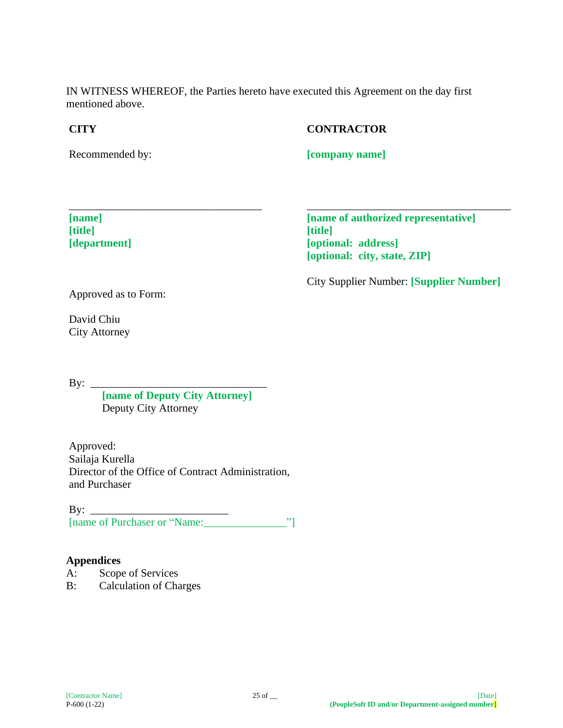IN WITNESS WHEREOF, the Parties hereto have executed this Agreement on the day first mentioned above.

**CITY**

Recommended by:

\_\_\_\_\_\_\_\_\_\_\_\_\_\_\_\_\_\_\_\_\_\_\_\_\_\_\_\_\_\_\_\_\_\_

**[name]**
**[title]**
**[department]**

Approved as to Form:

David Chiu
City Attorney

By: \_\_\_\_\_\_\_\_\_\_\_\_\_\_\_\_\_\_\_\_\_\_\_\_\_\_\_\_\_\_
**[name of Deputy City Attorney]**
Deputy City Attorney

Approved:
Sailaja Kurella
Director of the Office of Contract Administration, and Purchaser

By: \_\_\_\_\_\_\_\_\_\_\_\_\_\_\_\_\_\_\_\_\_\_\_\_
[name of Purchaser or "Name:\_\_\_\_\_\_\_\_\_\_\_\_\_\_\_"]

**CONTRACTOR**

**[company name]**

\_\_\_\_\_\_\_\_\_\_\_\_\_\_\_\_\_\_\_\_\_\_\_\_\_\_\_\_\_\_\_\_\_\_\_\_\_

**[name of authorized representative]**
**[title]**
**[optional: address]**
**[optional: city, state, ZIP]**

City Supplier Number: **[Supplier Number]**

**Appendices**

A: Scope of Services
B: Calculation of Charges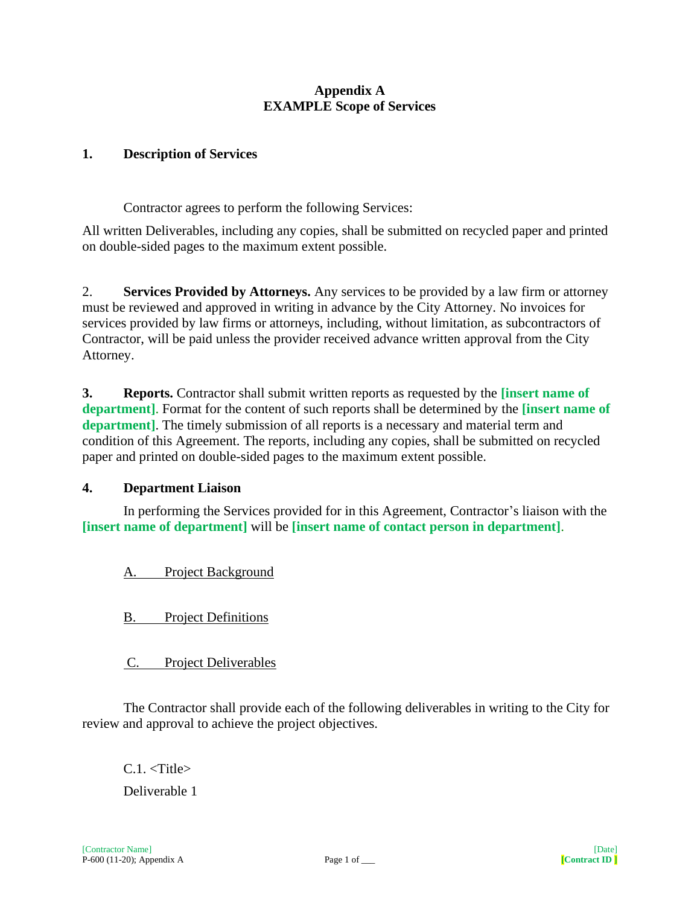**Appendix A**
**EXAMPLE Scope of Services**

**1. Description of Services**

Contractor agrees to perform the following Services:

All written Deliverables, including any copies, shall be submitted on recycled paper and printed on double-sided pages to the maximum extent possible.

2. **Services Provided by Attorneys.** Any services to be provided by a law firm or attorney must be reviewed and approved in writing in advance by the City Attorney. No invoices for services provided by law firms or attorneys, including, without limitation, as subcontractors of Contractor, will be paid unless the provider received advance written approval from the City Attorney.

**3. Reports.** Contractor shall submit written reports as requested by the **[insert name of department]**. Format for the content of such reports shall be determined by the **[insert name of department]**. The timely submission of all reports is a necessary and material term and condition of this Agreement. The reports, including any copies, shall be submitted on recycled paper and printed on double-sided pages to the maximum extent possible.

**4. Department Liaison**

In performing the Services provided for in this Agreement, Contractor's liaison with the **[insert name of department]** will be **[insert name of contact person in department]**.

A. Project Background

B. Project Definitions

C. Project Deliverables

The Contractor shall provide each of the following deliverables in writing to the City for review and approval to achieve the project objectives.

C.1. <Title>

Deliverable 1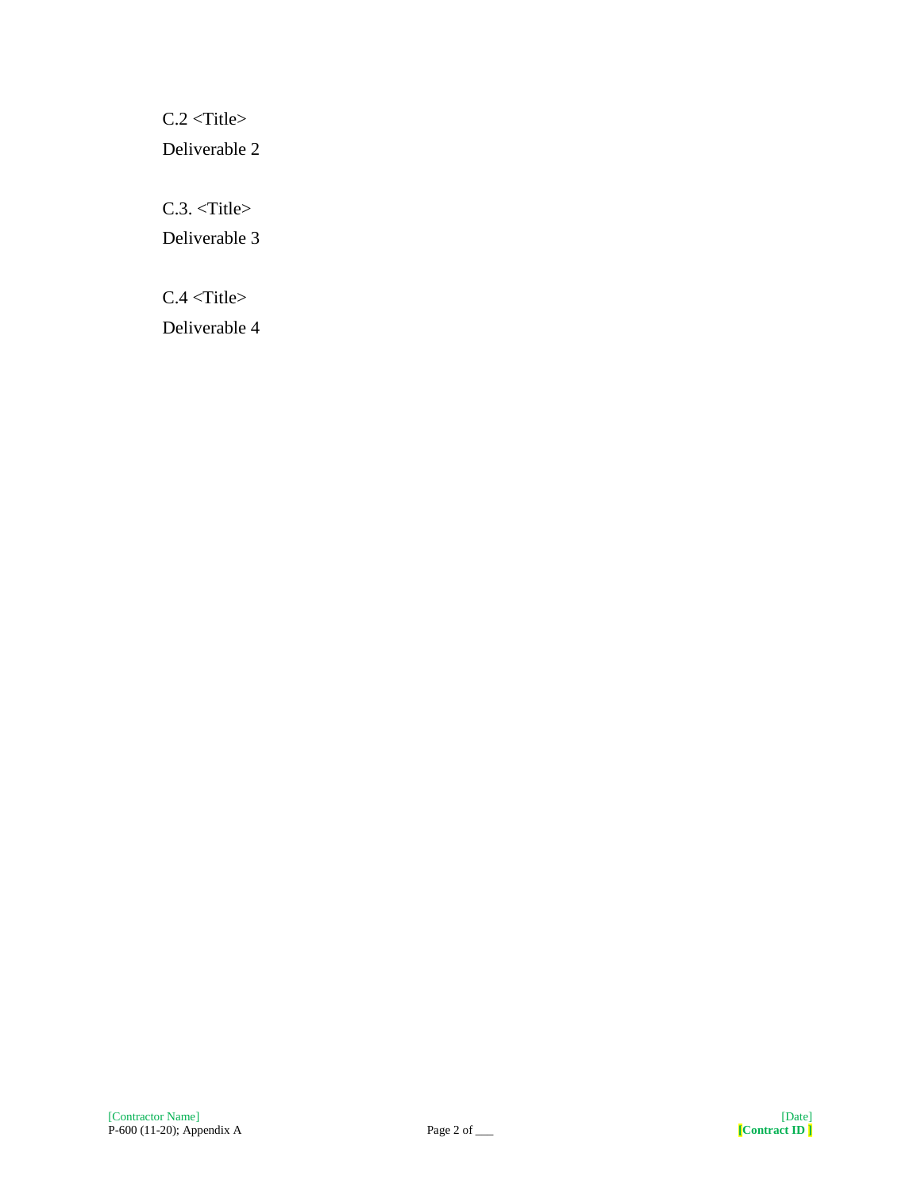C.2 <Title>

Deliverable 2

C.3. <Title>

Deliverable 3

C.4 <Title>

Deliverable 4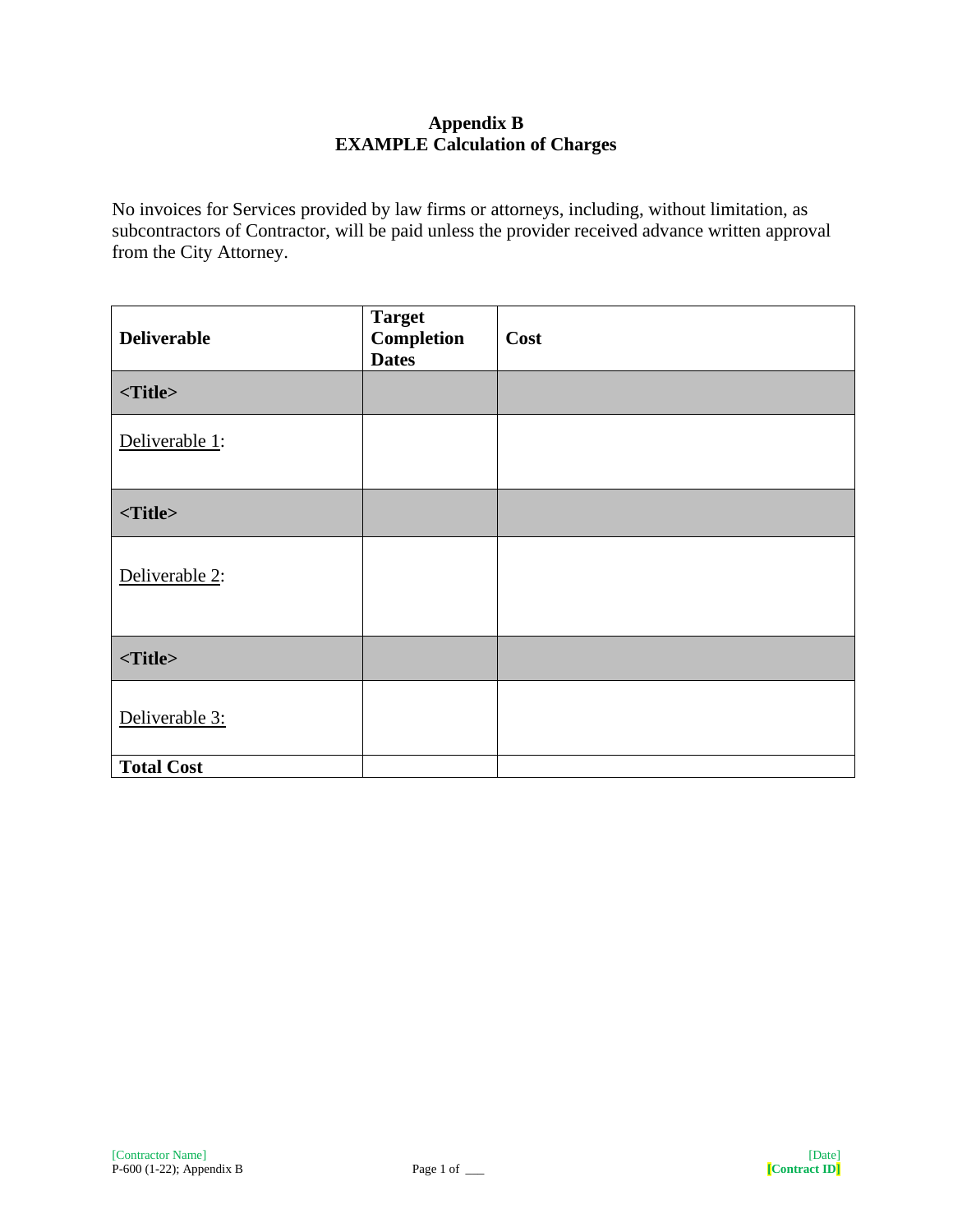**Appendix B**
**EXAMPLE Calculation of Charges**

No invoices for Services provided by law firms or attorneys, including, without limitation, as subcontractors of Contractor, will be paid unless the provider received advance written approval from the City Attorney.

| Deliverable | Target Completion Dates | Cost |
|---|---|---|
| **<Title>** | | |
| Deliverable 1: | | |
| **<Title>** | | |
| Deliverable 2: | | |
| **<Title>** | | |
| Deliverable 3: | | |
| **Total Cost** | | |